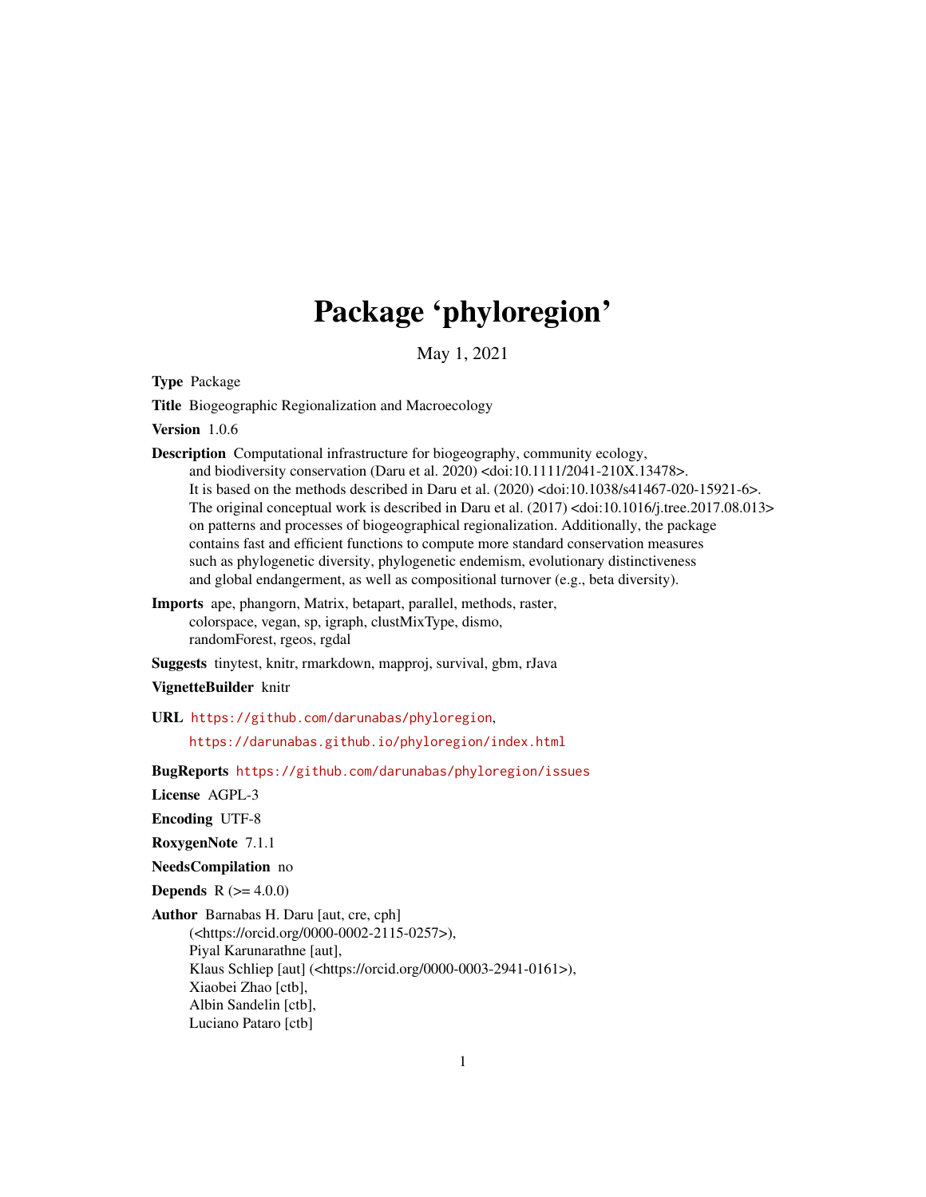# Package 'phyloregion'

May 1, 2021

**Type** Package

**Title** Biogeographic Regionalization and Macroecology

**Version** 1.0.6

**Description** Computational infrastructure for biogeography, community ecology, and biodiversity conservation (Daru et al. 2020) <doi:10.1111/2041-210X.13478>. It is based on the methods described in Daru et al. (2020) <doi:10.1038/s41467-020-15921-6>. The original conceptual work is described in Daru et al. (2017) <doi:10.1016/j.tree.2017.08.013> on patterns and processes of biogeographical regionalization. Additionally, the package contains fast and efficient functions to compute more standard conservation measures such as phylogenetic diversity, phylogenetic endemism, evolutionary distinctiveness and global endangerment, as well as compositional turnover (e.g., beta diversity).

**Imports** ape, phangorn, Matrix, betapart, parallel, methods, raster, colorspace, vegan, sp, igraph, clustMixType, dismo, randomForest, rgeos, rgdal

**Suggests** tinytest, knitr, rmarkdown, mapproj, survival, gbm, rJava

**VignetteBuilder** knitr

**URL** https://github.com/darunabas/phyloregion,
https://darunabas.github.io/phyloregion/index.html

**BugReports** https://github.com/darunabas/phyloregion/issues

**License** AGPL-3

**Encoding** UTF-8

**RoxygenNote** 7.1.1

**NeedsCompilation** no

**Depends** R (>= 4.0.0)

**Author** Barnabas H. Daru [aut, cre, cph]
(<https://orcid.org/0000-0002-2115-0257>),
Piyal Karunarathne [aut],
Klaus Schliep [aut] (<https://orcid.org/0000-0003-2941-0161>),
Xiaobei Zhao [ctb],
Albin Sandelin [ctb],
Luciano Pataro [ctb]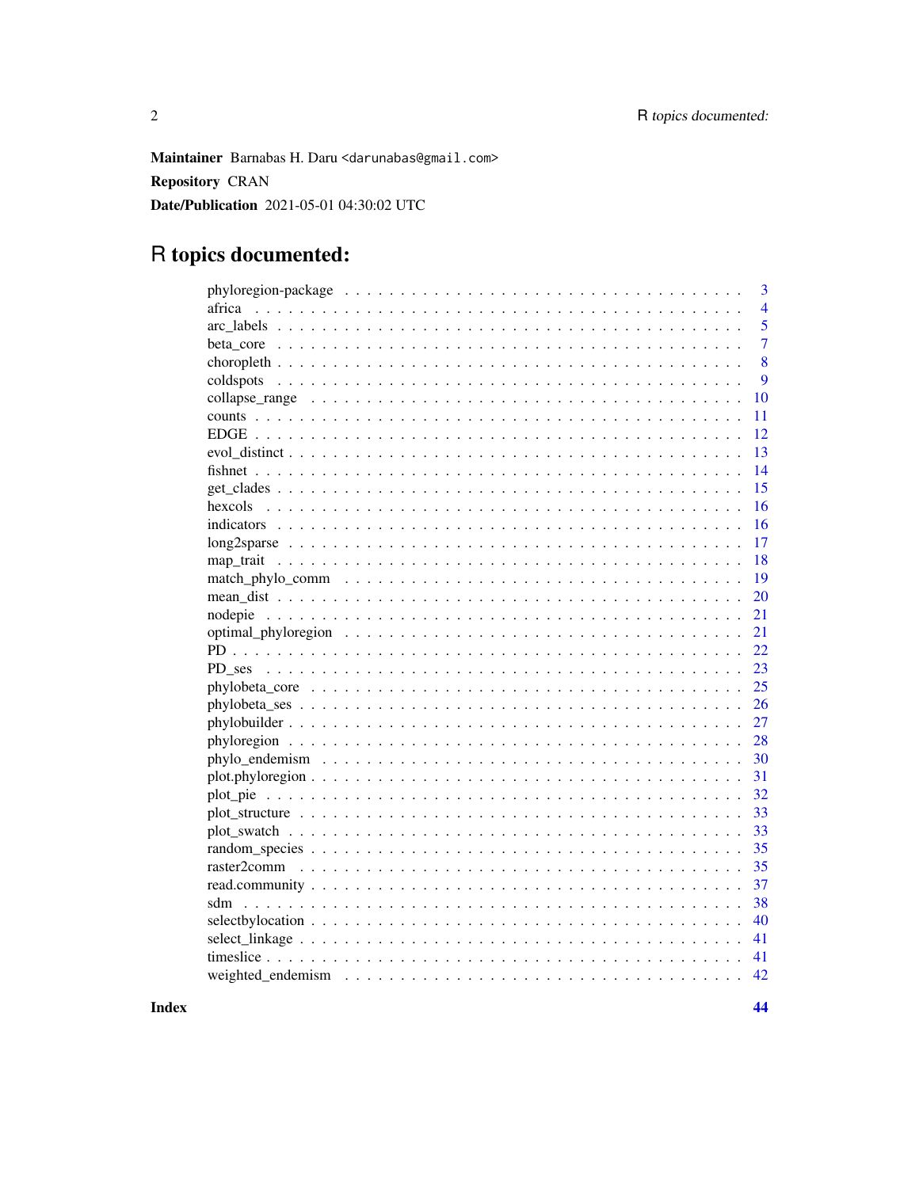**Maintainer** Barnabas H. Daru <darunabas@gmail.com>

**Repository** CRAN

**Date/Publication** 2021-05-01 04:30:02 UTC

# R topics documented:

| | |
|---|---|
| phyloregion-package | 3 |
| africa | 4 |
| arc_labels | 5 |
| beta_core | 7 |
| choropleth | 8 |
| coldspots | 9 |
| collapse_range | 10 |
| counts | 11 |
| EDGE | 12 |
| evol_distinct | 13 |
| fishnet | 14 |
| get_clades | 15 |
| hexcols | 16 |
| indicators | 16 |
| long2sparse | 17 |
| map_trait | 18 |
| match_phylo_comm | 19 |
| mean_dist | 20 |
| nodepie | 21 |
| optimal_phyloregion | 21 |
| PD | 22 |
| PD_ses | 23 |
| phylobeta_core | 25 |
| phylobeta_ses | 26 |
| phylobuilder | 27 |
| phyloregion | 28 |
| phylo_endemism | 30 |
| plot.phyloregion | 31 |
| plot_pie | 32 |
| plot_structure | 33 |
| plot_swatch | 33 |
| random_species | 35 |
| raster2comm | 35 |
| read.community | 37 |
| sdm | 38 |
| selectbylocation | 40 |
| select_linkage | 41 |
| timeslice | 41 |
| weighted_endemism | 42 |
| **Index** | **44** |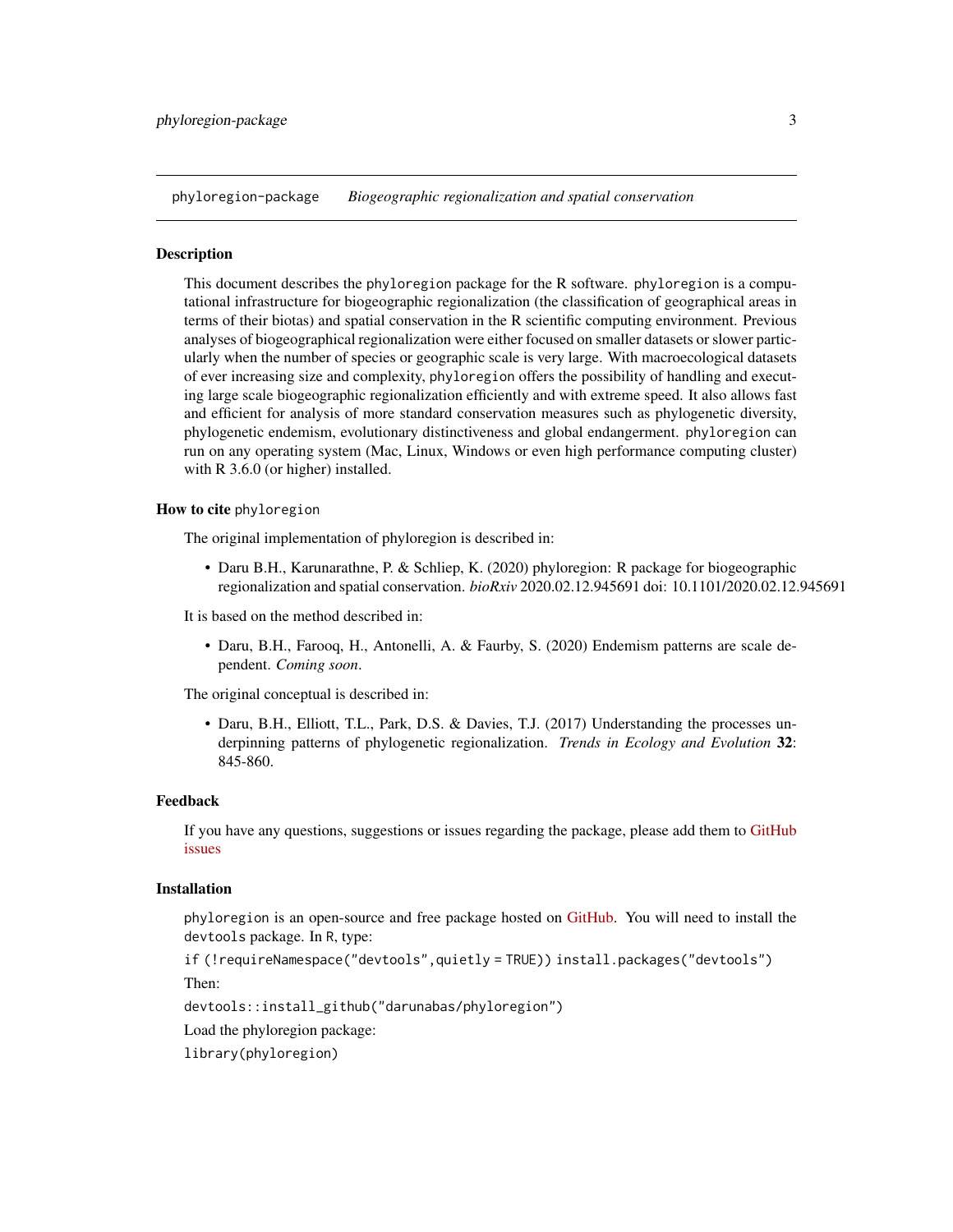## phyloregion-package &emsp; *Biogeographic regionalization and spatial conservation*

### Description

This document describes the `phyloregion` package for the R software. `phyloregion` is a computational infrastructure for biogeographic regionalization (the classification of geographical areas in terms of their biotas) and spatial conservation in the R scientific computing environment. Previous analyses of biogeographical regionalization were either focused on smaller datasets or slower particularly when the number of species or geographic scale is very large. With macroecological datasets of ever increasing size and complexity, `phyloregion` offers the possibility of handling and executing large scale biogeographic regionalization efficiently and with extreme speed. It also allows fast and efficient for analysis of more standard conservation measures such as phylogenetic diversity, phylogenetic endemism, evolutionary distinctiveness and global endangerment. `phyloregion` can run on any operating system (Mac, Linux, Windows or even high performance computing cluster) with R 3.6.0 (or higher) installed.

### How to cite `phyloregion`

The original implementation of phyloregion is described in:

- Daru B.H., Karunarathne, P. & Schliep, K. (2020) phyloregion: R package for biogeographic regionalization and spatial conservation. *bioRxiv* 2020.02.12.945691 doi: 10.1101/2020.02.12.945691

It is based on the method described in:

- Daru, B.H., Farooq, H., Antonelli, A. & Faurby, S. (2020) Endemism patterns are scale dependent. *Coming soon*.

The original conceptual is described in:

- Daru, B.H., Elliott, T.L., Park, D.S. & Davies, T.J. (2017) Understanding the processes underpinning patterns of phylogenetic regionalization. *Trends in Ecology and Evolution* **32**: 845-860.

### Feedback

If you have any questions, suggestions or issues regarding the package, please add them to GitHub issues

### Installation

`phyloregion` is an open-source and free package hosted on GitHub. You will need to install the `devtools` package. In R, type:

```
if (!requireNamespace("devtools",quietly = TRUE)) install.packages("devtools")
```

Then:

```
devtools::install_github("darunabas/phyloregion")
```

Load the phyloregion package:

```
library(phyloregion)
```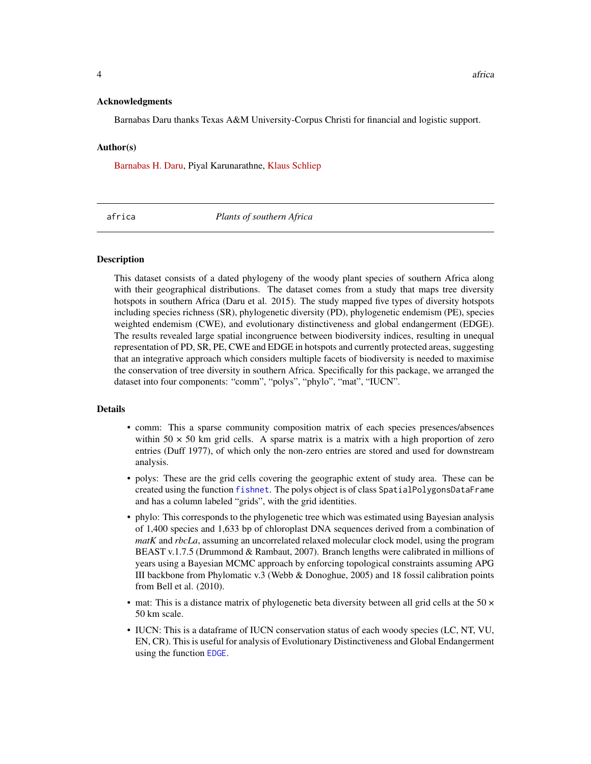### Acknowledgments

Barnabas Daru thanks Texas A&M University-Corpus Christi for financial and logistic support.

### Author(s)

Barnabas H. Daru, Piyal Karunarathne, Klaus Schliep

---

## africa — *Plants of southern Africa*

---

### Description

This dataset consists of a dated phylogeny of the woody plant species of southern Africa along with their geographical distributions. The dataset comes from a study that maps tree diversity hotspots in southern Africa (Daru et al. 2015). The study mapped five types of diversity hotspots including species richness (SR), phylogenetic diversity (PD), phylogenetic endemism (PE), species weighted endemism (CWE), and evolutionary distinctiveness and global endangerment (EDGE). The results revealed large spatial incongruence between biodiversity indices, resulting in unequal representation of PD, SR, PE, CWE and EDGE in hotspots and currently protected areas, suggesting that an integrative approach which considers multiple facets of biodiversity is needed to maximise the conservation of tree diversity in southern Africa. Specifically for this package, we arranged the dataset into four components: "comm", "polys", "phylo", "mat", "IUCN".

### Details

- comm: This a sparse community composition matrix of each species presences/absences within $50 \times 50$ km grid cells. A sparse matrix is a matrix with a high proportion of zero entries (Duff 1977), of which only the non-zero entries are stored and used for downstream analysis.
- polys: These are the grid cells covering the geographic extent of study area. These can be created using the function `fishnet`. The polys object is of class `SpatialPolygonsDataFrame` and has a column labeled "grids", with the grid identities.
- phylo: This corresponds to the phylogenetic tree which was estimated using Bayesian analysis of 1,400 species and 1,633 bp of chloroplast DNA sequences derived from a combination of *matK* and *rbcLa*, assuming an uncorrelated relaxed molecular clock model, using the program BEAST v.1.7.5 (Drummond & Rambaut, 2007). Branch lengths were calibrated in millions of years using a Bayesian MCMC approach by enforcing topological constraints assuming APG III backbone from Phylomatic v.3 (Webb & Donoghue, 2005) and 18 fossil calibration points from Bell et al. (2010).
- mat: This is a distance matrix of phylogenetic beta diversity between all grid cells at the $50 \times 50$ km scale.
- IUCN: This is a dataframe of IUCN conservation status of each woody species (LC, NT, VU, EN, CR). This is useful for analysis of Evolutionary Distinctiveness and Global Endangerment using the function `EDGE`.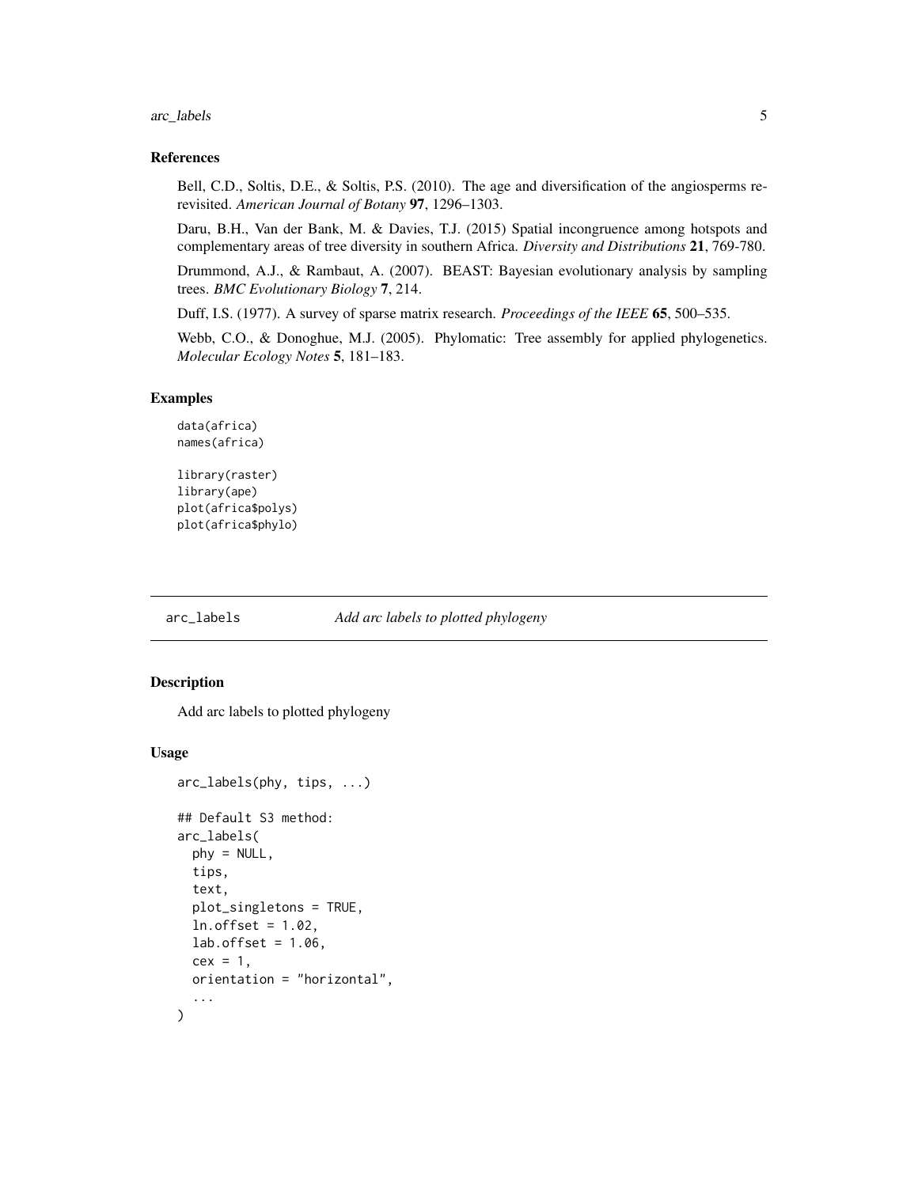### References

Bell, C.D., Soltis, D.E., & Soltis, P.S. (2010). The age and diversification of the angiosperms re-revisited. *American Journal of Botany* **97**, 1296–1303.

Daru, B.H., Van der Bank, M. & Davies, T.J. (2015) Spatial incongruence among hotspots and complementary areas of tree diversity in southern Africa. *Diversity and Distributions* **21**, 769-780.

Drummond, A.J., & Rambaut, A. (2007). BEAST: Bayesian evolutionary analysis by sampling trees. *BMC Evolutionary Biology* **7**, 214.

Duff, I.S. (1977). A survey of sparse matrix research. *Proceedings of the IEEE* **65**, 500–535.

Webb, C.O., & Donoghue, M.J. (2005). Phylomatic: Tree assembly for applied phylogenetics. *Molecular Ecology Notes* **5**, 181–183.

### Examples

```
data(africa)
names(africa)

library(raster)
library(ape)
plot(africa$polys)
plot(africa$phylo)
```

---

## arc_labels    *Add arc labels to plotted phylogeny*

### Description

Add arc labels to plotted phylogeny

### Usage

```
arc_labels(phy, tips, ...)

## Default S3 method:
arc_labels(
  phy = NULL,
  tips,
  text,
  plot_singletons = TRUE,
  ln.offset = 1.02,
  lab.offset = 1.06,
  cex = 1,
  orientation = "horizontal",
  ...
)
```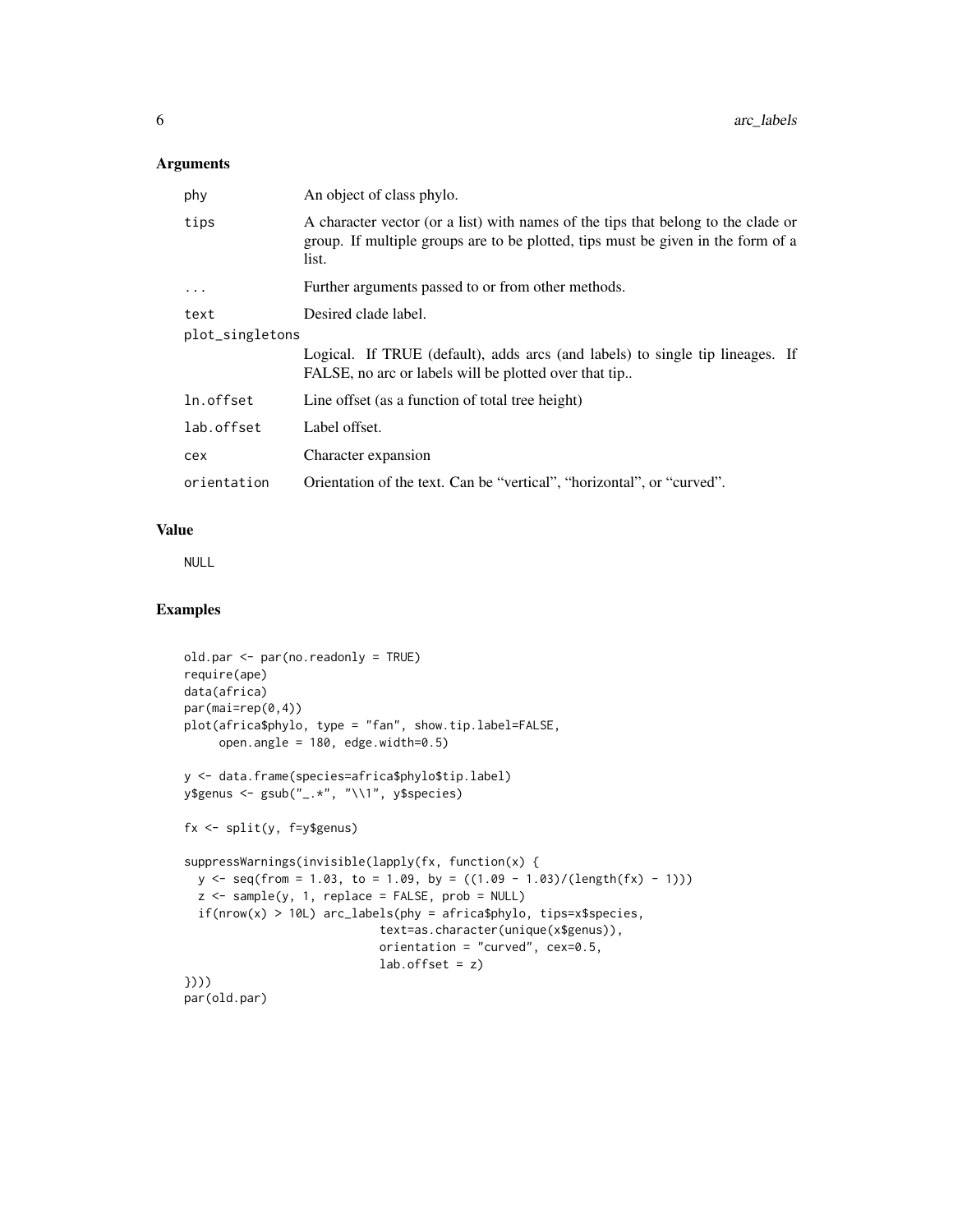## Arguments

| | |
|---|---|
| phy | An object of class phylo. |
| tips | A character vector (or a list) with names of the tips that belong to the clade or group. If multiple groups are to be plotted, tips must be given in the form of a list. |
| ... | Further arguments passed to or from other methods. |
| text | Desired clade label. |
| plot_singletons | Logical. If TRUE (default), adds arcs (and labels) to single tip lineages. If FALSE, no arc or labels will be plotted over that tip.. |
| ln.offset | Line offset (as a function of total tree height) |
| lab.offset | Label offset. |
| cex | Character expansion |
| orientation | Orientation of the text. Can be "vertical", "horizontal", or "curved". |

## Value

NULL

## Examples

```
old.par <- par(no.readonly = TRUE)
require(ape)
data(africa)
par(mai=rep(0,4))
plot(africa$phylo, type = "fan", show.tip.label=FALSE,
     open.angle = 180, edge.width=0.5)

y <- data.frame(species=africa$phylo$tip.label)
y$genus <- gsub("_.*", "\\1", y$species)

fx <- split(y, f=y$genus)

suppressWarnings(invisible(lapply(fx, function(x) {
  y <- seq(from = 1.03, to = 1.09, by = ((1.09 - 1.03)/(length(fx) - 1)))
  z <- sample(y, 1, replace = FALSE, prob = NULL)
  if(nrow(x) > 10L) arc_labels(phy = africa$phylo, tips=x$species,
                          text=as.character(unique(x$genus)),
                          orientation = "curved", cex=0.5,
                          lab.offset = z)
})))
par(old.par)
```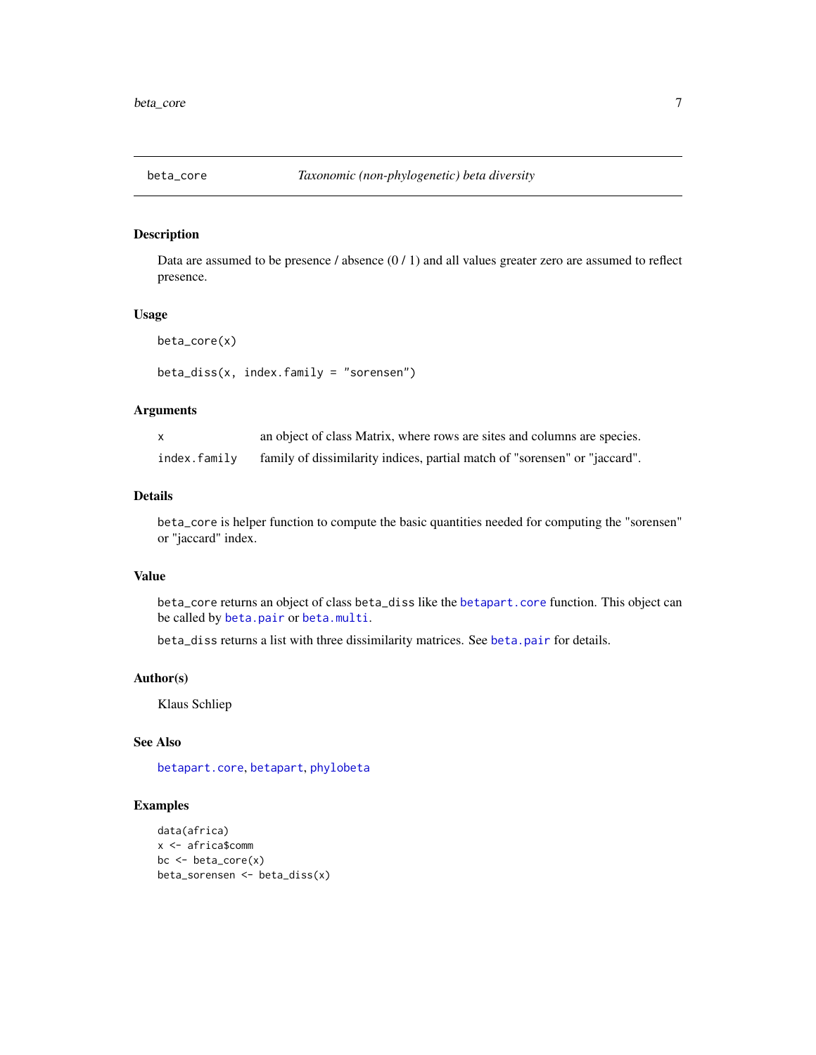## beta_core — *Taxonomic (non-phylogenetic) beta diversity*

### Description

Data are assumed to be presence / absence (0 / 1) and all values greater zero are assumed to reflect presence.

### Usage

```
beta_core(x)

beta_diss(x, index.family = "sorensen")
```

### Arguments

| | |
|---|---|
| x | an object of class Matrix, where rows are sites and columns are species. |
| index.family | family of dissimilarity indices, partial match of "sorensen" or "jaccard". |

### Details

`beta_core` is helper function to compute the basic quantities needed for computing the "sorensen" or "jaccard" index.

### Value

`beta_core` returns an object of class `beta_diss` like the `betapart.core` function. This object can be called by `beta.pair` or `beta.multi`.

`beta_diss` returns a list with three dissimilarity matrices. See `beta.pair` for details.

### Author(s)

Klaus Schliep

### See Also

`betapart.core`, `betapart`, `phylobeta`

### Examples

```
data(africa)
x <- africa$comm
bc <- beta_core(x)
beta_sorensen <- beta_diss(x)
```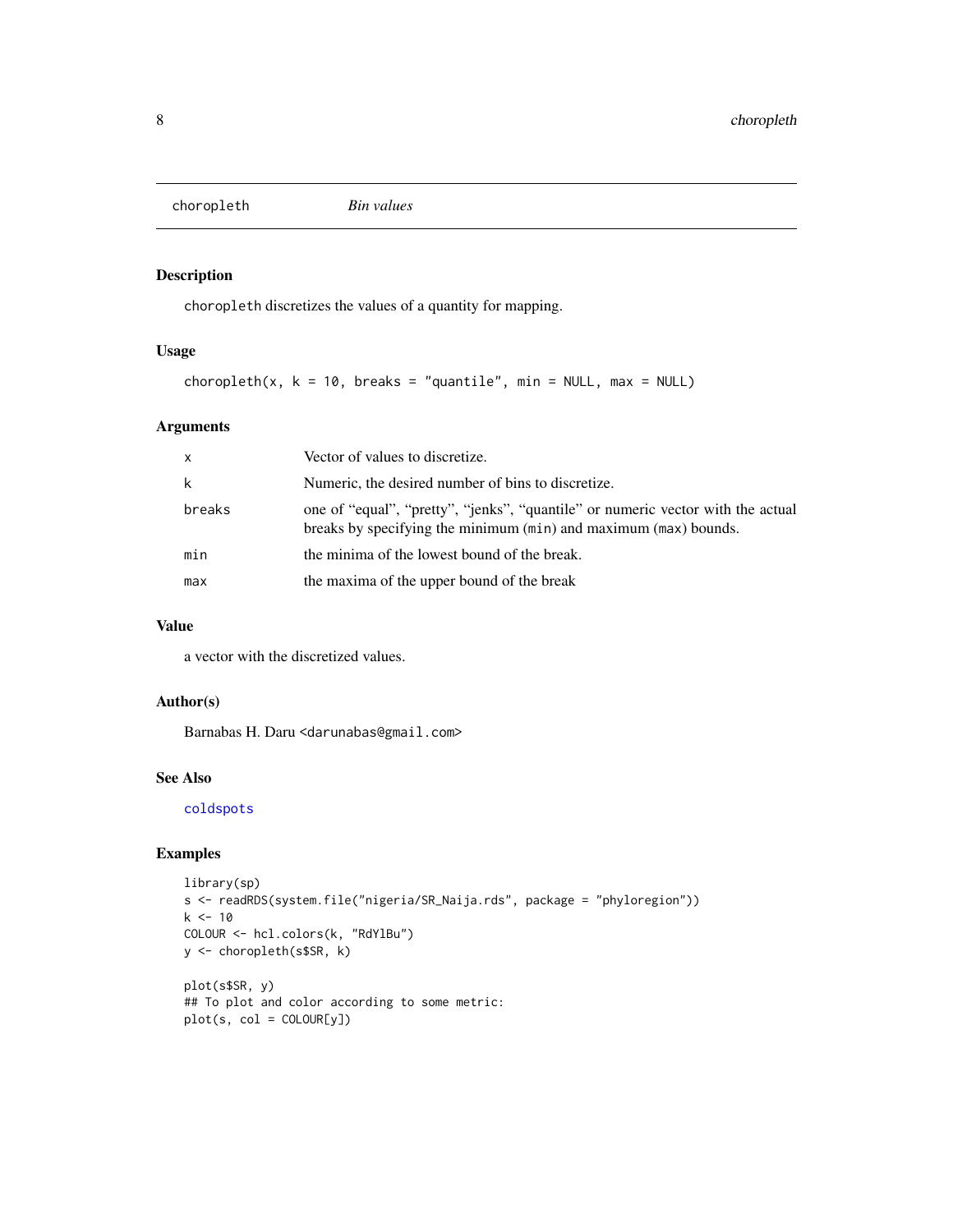# choropleth — *Bin values*

## Description

`choropleth` discretizes the values of a quantity for mapping.

## Usage

```
choropleth(x, k = 10, breaks = "quantile", min = NULL, max = NULL)
```

## Arguments

| | |
|---|---|
| `x` | Vector of values to discretize. |
| `k` | Numeric, the desired number of bins to discretize. |
| `breaks` | one of "equal", "pretty", "jenks", "quantile" or numeric vector with the actual breaks by specifying the minimum (`min`) and maximum (`max`) bounds. |
| `min` | the minima of the lowest bound of the break. |
| `max` | the maxima of the upper bound of the break |

## Value

a vector with the discretized values.

## Author(s)

Barnabas H. Daru <darunabas@gmail.com>

## See Also

coldspots

## Examples

```
library(sp)
s <- readRDS(system.file("nigeria/SR_Naija.rds", package = "phyloregion"))
k <- 10
COLOUR <- hcl.colors(k, "RdYlBu")
y <- choropleth(s$SR, k)

plot(s$SR, y)
## To plot and color according to some metric:
plot(s, col = COLOUR[y])
```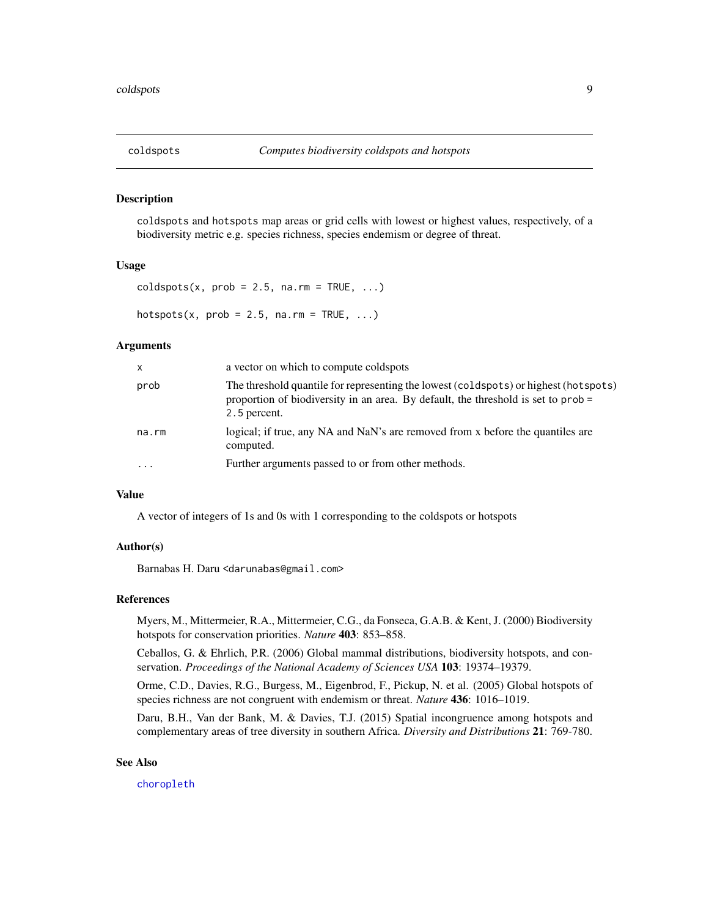## coldspots *Computes biodiversity coldspots and hotspots*

### Description

coldspots and hotspots map areas or grid cells with lowest or highest values, respectively, of a biodiversity metric e.g. species richness, species endemism or degree of threat.

### Usage

```
coldspots(x, prob = 2.5, na.rm = TRUE, ...)

hotspots(x, prob = 2.5, na.rm = TRUE, ...)
```

### Arguments

| | |
|---|---|
| x | a vector on which to compute coldspots |
| prob | The threshold quantile for representing the lowest (coldspots) or highest (hotspots) proportion of biodiversity in an area. By default, the threshold is set to prob = 2.5 percent. |
| na.rm | logical; if true, any NA and NaN's are removed from x before the quantiles are computed. |
| ... | Further arguments passed to or from other methods. |

### Value

A vector of integers of 1s and 0s with 1 corresponding to the coldspots or hotspots

### Author(s)

Barnabas H. Daru <darunabas@gmail.com>

### References

Myers, M., Mittermeier, R.A., Mittermeier, C.G., da Fonseca, G.A.B. & Kent, J. (2000) Biodiversity hotspots for conservation priorities. *Nature* **403**: 853–858.

Ceballos, G. & Ehrlich, P.R. (2006) Global mammal distributions, biodiversity hotspots, and conservation. *Proceedings of the National Academy of Sciences USA* **103**: 19374–19379.

Orme, C.D., Davies, R.G., Burgess, M., Eigenbrod, F., Pickup, N. et al. (2005) Global hotspots of species richness are not congruent with endemism or threat. *Nature* **436**: 1016–1019.

Daru, B.H., Van der Bank, M. & Davies, T.J. (2015) Spatial incongruence among hotspots and complementary areas of tree diversity in southern Africa. *Diversity and Distributions* **21**: 769-780.

### See Also

choropleth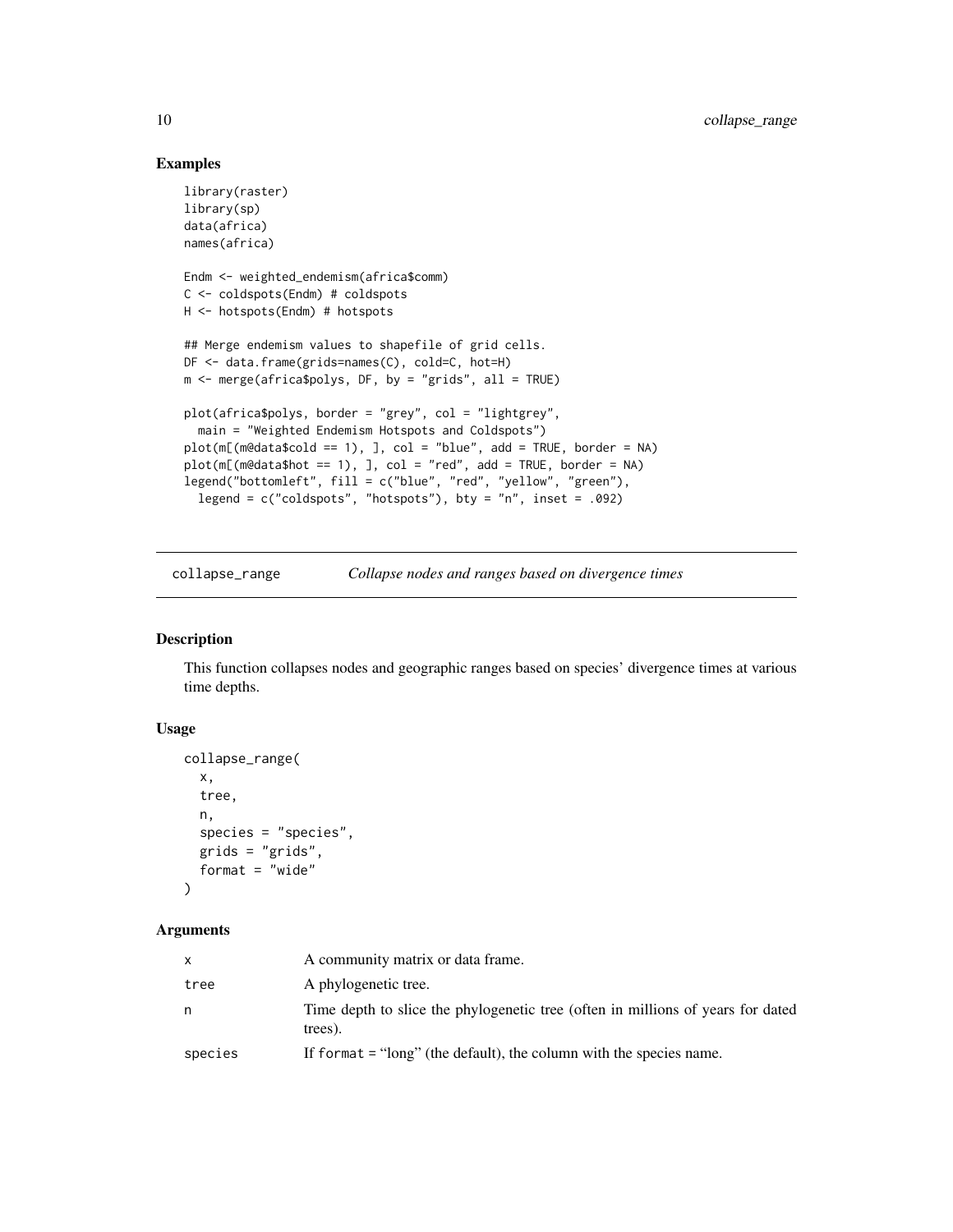## Examples

```
library(raster)
library(sp)
data(africa)
names(africa)

Endm <- weighted_endemism(africa$comm)
C <- coldspots(Endm) # coldspots
H <- hotspots(Endm) # hotspots

## Merge endemism values to shapefile of grid cells.
DF <- data.frame(grids=names(C), cold=C, hot=H)
m <- merge(africa$polys, DF, by = "grids", all = TRUE)

plot(africa$polys, border = "grey", col = "lightgrey",
  main = "Weighted Endemism Hotspots and Coldspots")
plot(m[(m@data$cold == 1), ], col = "blue", add = TRUE, border = NA)
plot(m[(m@data$hot == 1), ], col = "red", add = TRUE, border = NA)
legend("bottomleft", fill = c("blue", "red", "yellow", "green"),
  legend = c("coldspots", "hotspots"), bty = "n", inset = .092)
```

---

# collapse_range — *Collapse nodes and ranges based on divergence times*

## Description

This function collapses nodes and geographic ranges based on species' divergence times at various time depths.

## Usage

```
collapse_range(
  x,
  tree,
  n,
  species = "species",
  grids = "grids",
  format = "wide"
)
```

## Arguments

| | |
|---|---|
| `x` | A community matrix or data frame. |
| `tree` | A phylogenetic tree. |
| `n` | Time depth to slice the phylogenetic tree (often in millions of years for dated trees). |
| `species` | If `format` = "long" (the default), the column with the species name. |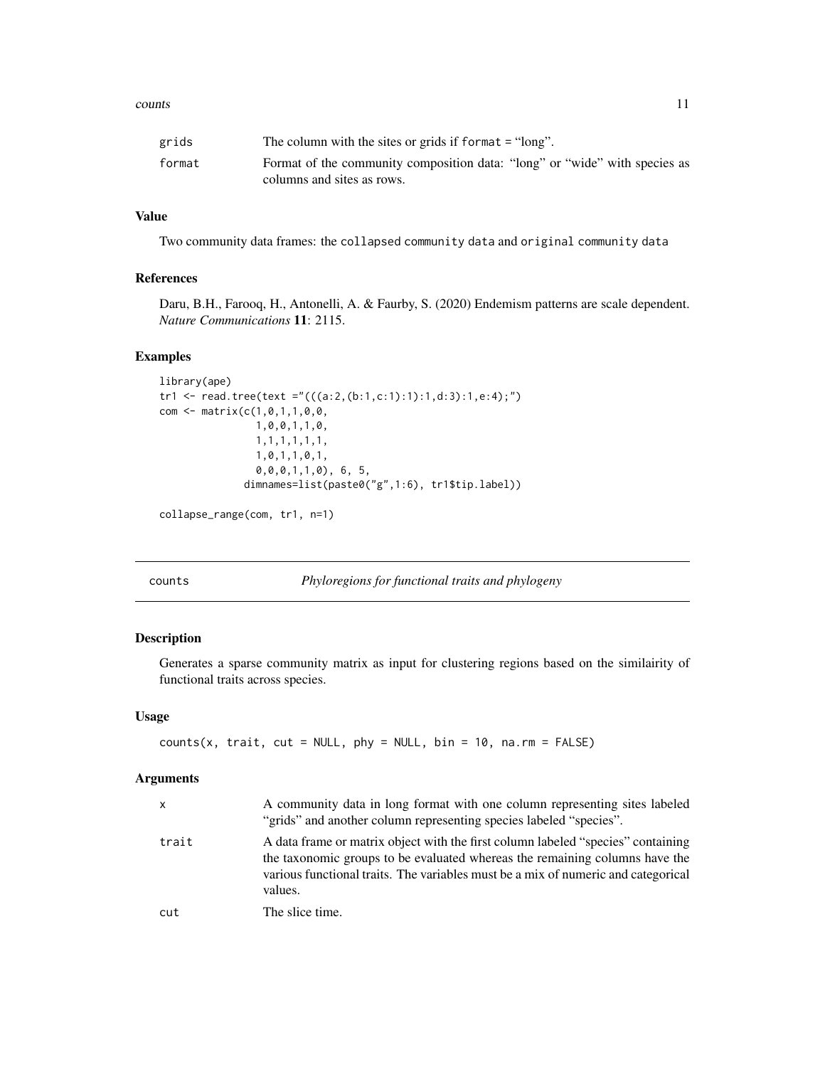| | |
|---|---|
| grids | The column with the sites or grids if format = "long". |
| format | Format of the community composition data: "long" or "wide" with species as columns and sites as rows. |

### Value

Two community data frames: the collapsed community data and original community data

### References

Daru, B.H., Farooq, H., Antonelli, A. & Faurby, S. (2020) Endemism patterns are scale dependent. *Nature Communications* **11**: 2115.

### Examples

```
library(ape)
tr1 <- read.tree(text ="(((a:2,(b:1,c:1):1):1,d:3):1,e:4);")
com <- matrix(c(1,0,1,1,0,0,
                1,0,0,1,1,0,
                1,1,1,1,1,1,
                1,0,1,1,0,1,
                0,0,0,1,1,0), 6, 5,
              dimnames=list(paste0("g",1:6), tr1$tip.label))

collapse_range(com, tr1, n=1)
```

---

## counts — *Phyloregions for functional traits and phylogeny*

---

### Description

Generates a sparse community matrix as input for clustering regions based on the similairity of functional traits across species.

### Usage

```
counts(x, trait, cut = NULL, phy = NULL, bin = 10, na.rm = FALSE)
```

### Arguments

| | |
|---|---|
| x | A community data in long format with one column representing sites labeled "grids" and another column representing species labeled "species". |
| trait | A data frame or matrix object with the first column labeled "species" containing the taxonomic groups to be evaluated whereas the remaining columns have the various functional traits. The variables must be a mix of numeric and categorical values. |
| cut | The slice time. |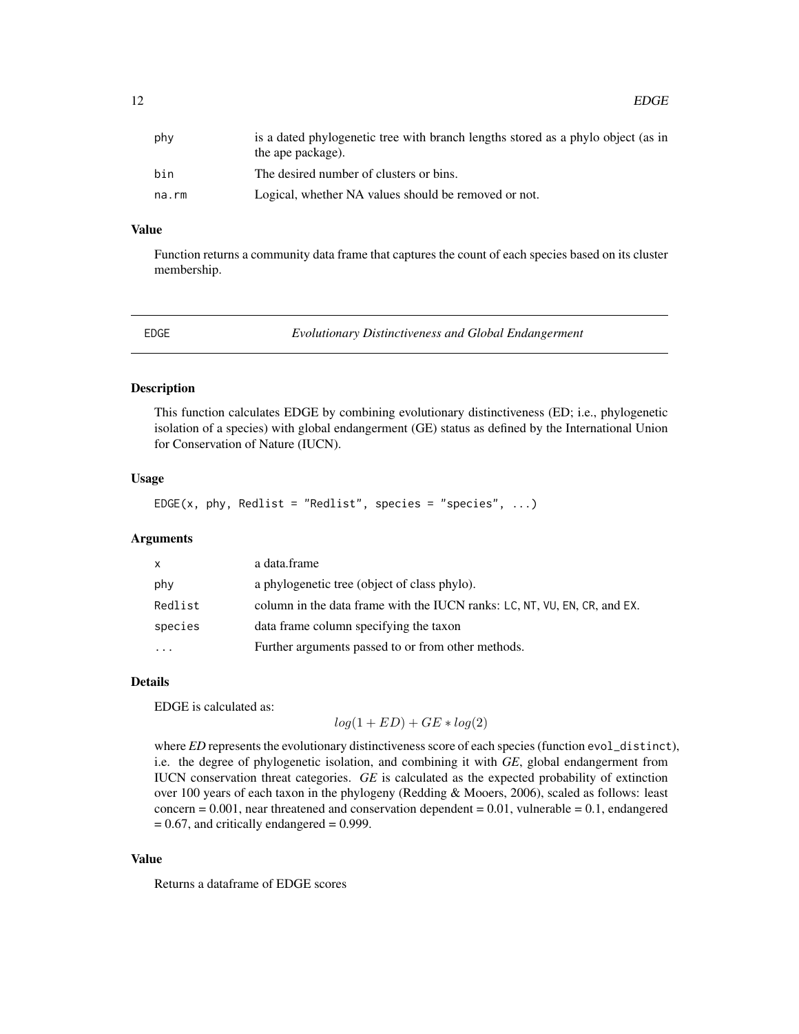| | |
|---|---|
| phy | is a dated phylogenetic tree with branch lengths stored as a phylo object (as in the ape package). |
| bin | The desired number of clusters or bins. |
| na.rm | Logical, whether NA values should be removed or not. |

### Value

Function returns a community data frame that captures the count of each species based on its cluster membership.

---

## EDGE — *Evolutionary Distinctiveness and Global Endangerment*

---

### Description

This function calculates EDGE by combining evolutionary distinctiveness (ED; i.e., phylogenetic isolation of a species) with global endangerment (GE) status as defined by the International Union for Conservation of Nature (IUCN).

### Usage

```
EDGE(x, phy, Redlist = "Redlist", species = "species", ...)
```

### Arguments

| | |
|---|---|
| x | a data.frame |
| phy | a phylogenetic tree (object of class phylo). |
| Redlist | column in the data frame with the IUCN ranks: LC, NT, VU, EN, CR, and EX. |
| species | data frame column specifying the taxon |
| ... | Further arguments passed to or from other methods. |

### Details

EDGE is calculated as:

$$log(1 + ED) + GE * log(2)$$

where *ED* represents the evolutionary distinctiveness score of each species (function evol_distinct), i.e. the degree of phylogenetic isolation, and combining it with *GE*, global endangerment from IUCN conservation threat categories. *GE* is calculated as the expected probability of extinction over 100 years of each taxon in the phylogeny (Redding & Mooers, 2006), scaled as follows: least concern = 0.001, near threatened and conservation dependent = 0.01, vulnerable = 0.1, endangered = 0.67, and critically endangered = 0.999.

### Value

Returns a dataframe of EDGE scores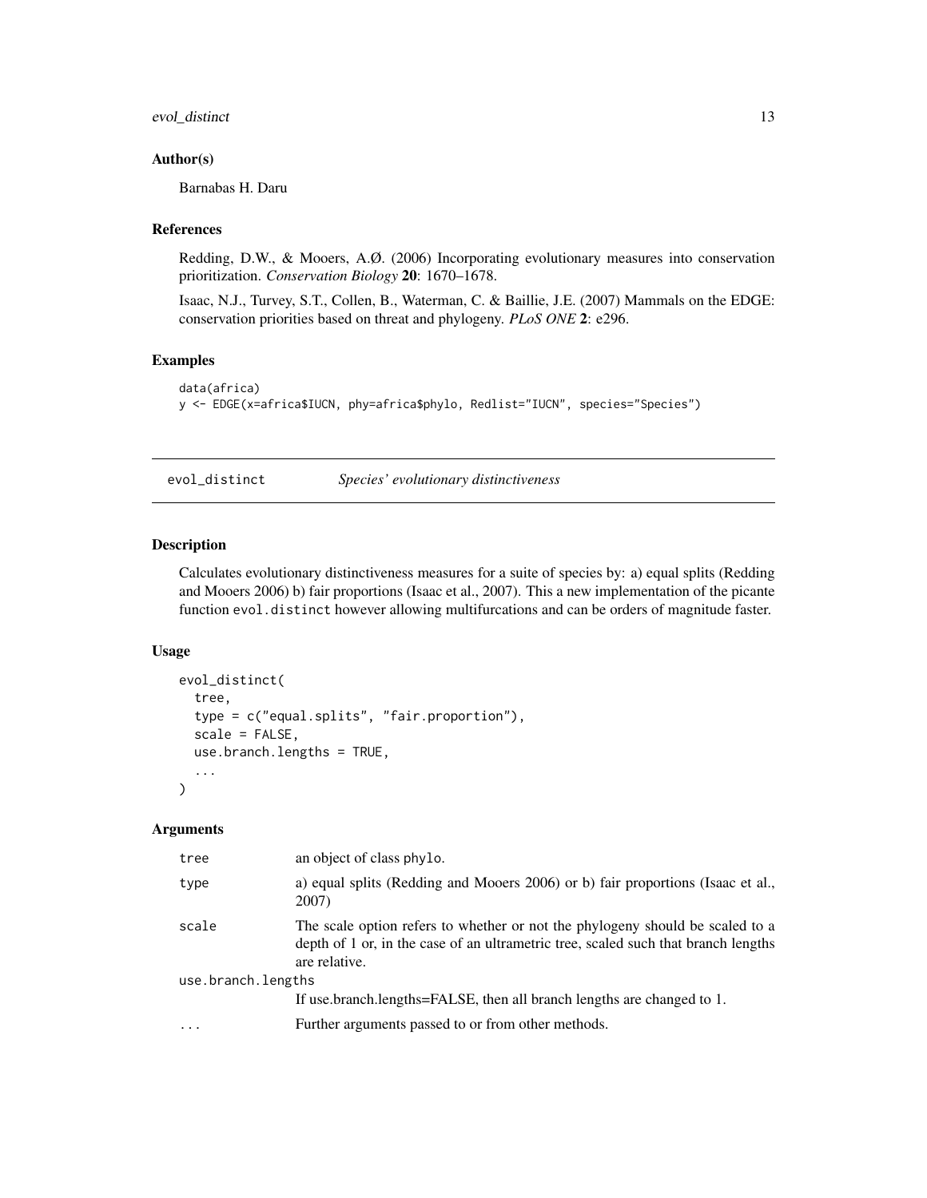## Author(s)

Barnabas H. Daru

## References

Redding, D.W., & Mooers, A.Ø. (2006) Incorporating evolutionary measures into conservation prioritization. *Conservation Biology* **20**: 1670–1678.

Isaac, N.J., Turvey, S.T., Collen, B., Waterman, C. & Baillie, J.E. (2007) Mammals on the EDGE: conservation priorities based on threat and phylogeny. *PLoS ONE* **2**: e296.

## Examples

```
data(africa)
y <- EDGE(x=africa$IUCN, phy=africa$phylo, Redlist="IUCN", species="Species")
```

---

# evol_distinct *Species' evolutionary distinctiveness*

## Description

Calculates evolutionary distinctiveness measures for a suite of species by: a) equal splits (Redding and Mooers 2006) b) fair proportions (Isaac et al., 2007). This a new implementation of the picante function `evol.distinct` however allowing multifurcations and can be orders of magnitude faster.

## Usage

```
evol_distinct(
  tree,
  type = c("equal.splits", "fair.proportion"),
  scale = FALSE,
  use.branch.lengths = TRUE,
  ...
)
```

## Arguments

| | |
|---|---|
| `tree` | an object of class `phylo`. |
| `type` | a) equal splits (Redding and Mooers 2006) or b) fair proportions (Isaac et al., 2007) |
| `scale` | The scale option refers to whether or not the phylogeny should be scaled to a depth of 1 or, in the case of an ultrametric tree, scaled such that branch lengths are relative. |
| `use.branch.lengths` | If use.branch.lengths=FALSE, then all branch lengths are changed to 1. |
| `...` | Further arguments passed to or from other methods. |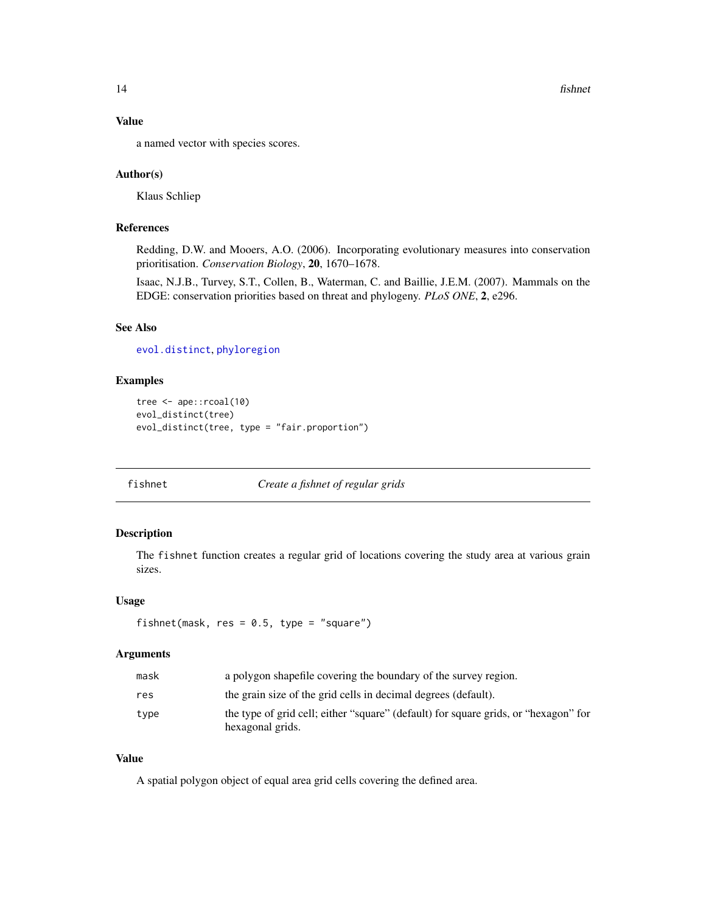## Value

a named vector with species scores.

## Author(s)

Klaus Schliep

## References

Redding, D.W. and Mooers, A.O. (2006). Incorporating evolutionary measures into conservation prioritisation. *Conservation Biology*, **20**, 1670–1678.

Isaac, N.J.B., Turvey, S.T., Collen, B., Waterman, C. and Baillie, J.E.M. (2007). Mammals on the EDGE: conservation priorities based on threat and phylogeny. *PLoS ONE*, **2**, e296.

## See Also

evol.distinct, phyloregion

## Examples

```
tree <- ape::rcoal(10)
evol_distinct(tree)
evol_distinct(tree, type = "fair.proportion")
```

---

# fishnet *Create a fishnet of regular grids*

## Description

The fishnet function creates a regular grid of locations covering the study area at various grain sizes.

## Usage

```
fishnet(mask, res = 0.5, type = "square")
```

## Arguments

| | |
|---|---|
| mask | a polygon shapefile covering the boundary of the survey region. |
| res | the grain size of the grid cells in decimal degrees (default). |
| type | the type of grid cell; either "square" (default) for square grids, or "hexagon" for hexagonal grids. |

## Value

A spatial polygon object of equal area grid cells covering the defined area.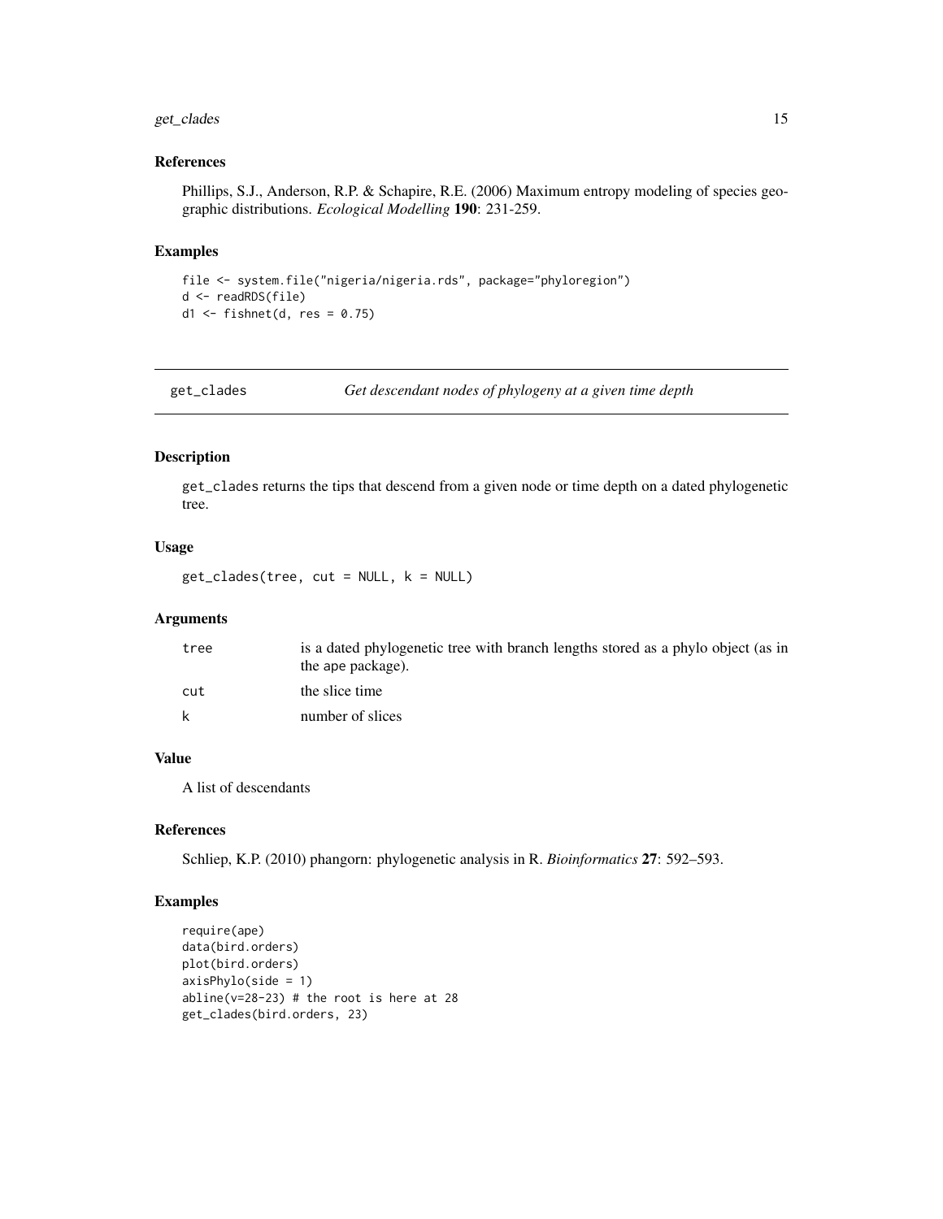## References

Phillips, S.J., Anderson, R.P. & Schapire, R.E. (2006) Maximum entropy modeling of species geographic distributions. *Ecological Modelling* **190**: 231-259.

## Examples

```
file <- system.file("nigeria/nigeria.rds", package="phyloregion")
d <- readRDS(file)
d1 <- fishnet(d, res = 0.75)
```

---

# get_clades — *Get descendant nodes of phylogeny at a given time depth*

---

## Description

get_clades returns the tips that descend from a given node or time depth on a dated phylogenetic tree.

## Usage

```
get_clades(tree, cut = NULL, k = NULL)
```

## Arguments

| | |
|---|---|
| tree | is a dated phylogenetic tree with branch lengths stored as a phylo object (as in the ape package). |
| cut | the slice time |
| k | number of slices |

## Value

A list of descendants

## References

Schliep, K.P. (2010) phangorn: phylogenetic analysis in R. *Bioinformatics* **27**: 592–593.

## Examples

```
require(ape)
data(bird.orders)
plot(bird.orders)
axisPhylo(side = 1)
abline(v=28-23) # the root is here at 28
get_clades(bird.orders, 23)
```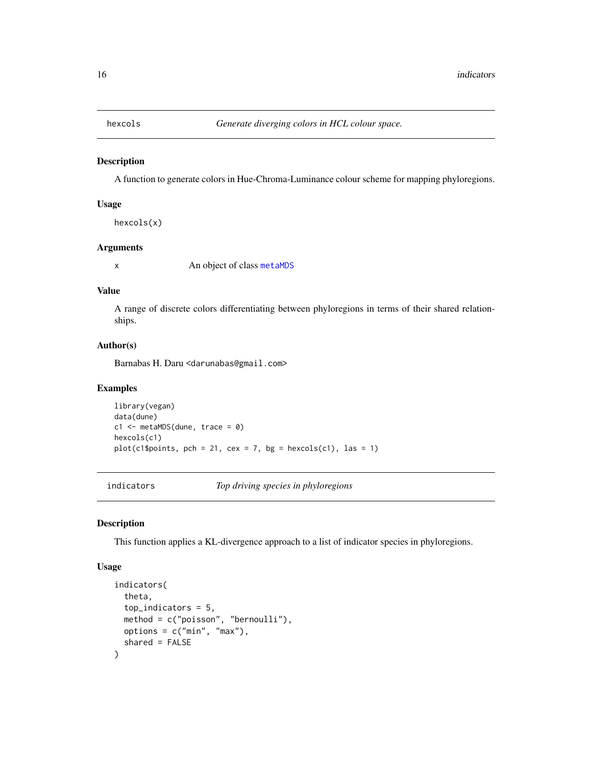## hexcols — *Generate diverging colors in HCL colour space.*

### Description

A function to generate colors in Hue-Chroma-Luminance colour scheme for mapping phyloregions.

### Usage

```
hexcols(x)
```

### Arguments

| | |
|---|---|
| x | An object of class metaMDS |

### Value

A range of discrete colors differentiating between phyloregions in terms of their shared relationships.

### Author(s)

Barnabas H. Daru <darunabas@gmail.com>

### Examples

```
library(vegan)
data(dune)
c1 <- metaMDS(dune, trace = 0)
hexcols(c1)
plot(c1$points, pch = 21, cex = 7, bg = hexcols(c1), las = 1)
```

## indicators — *Top driving species in phyloregions*

### Description

This function applies a KL-divergence approach to a list of indicator species in phyloregions.

### Usage

```
indicators(
  theta,
  top_indicators = 5,
  method = c("poisson", "bernoulli"),
  options = c("min", "max"),
  shared = FALSE
)
```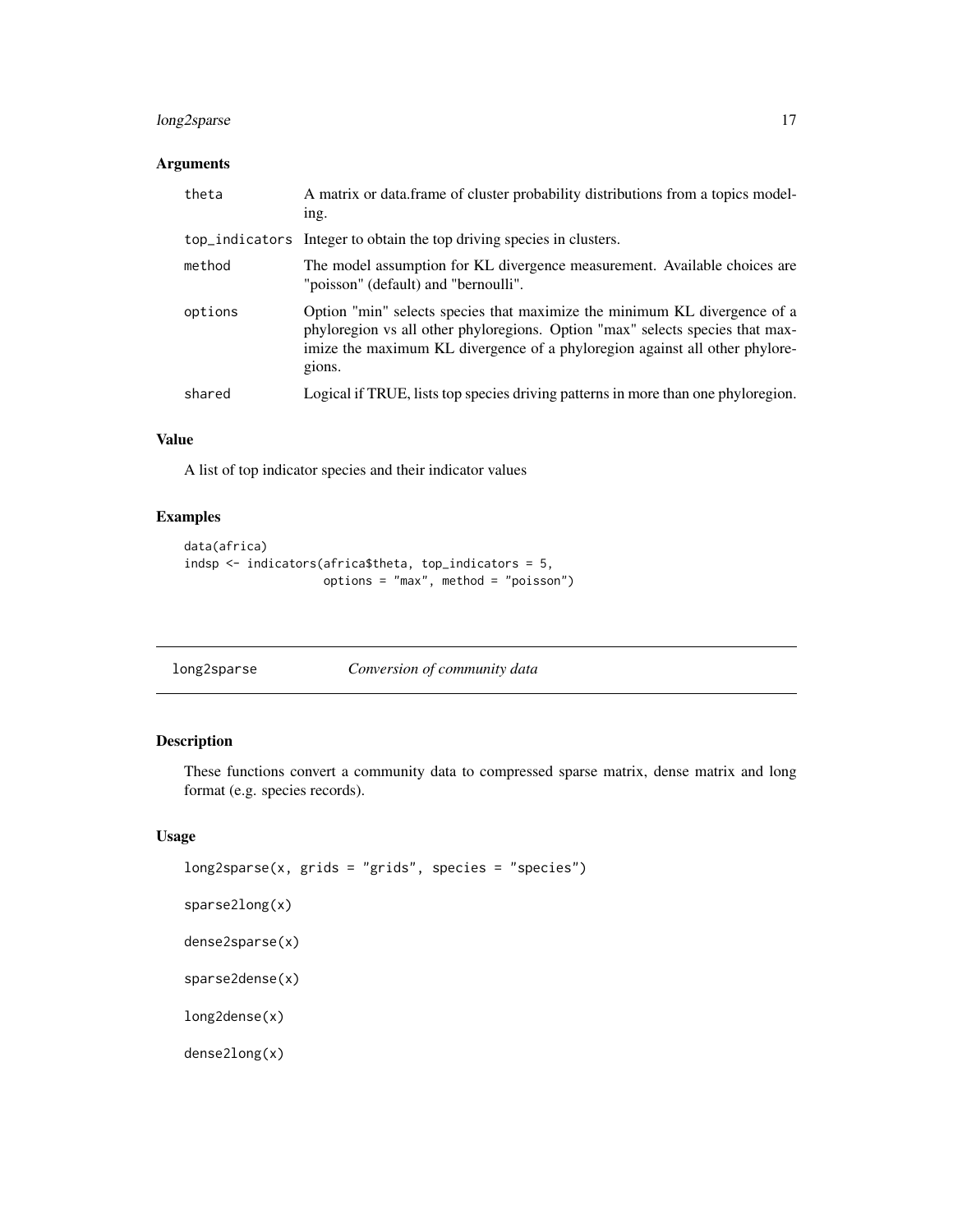## Arguments

| | |
|---|---|
| theta | A matrix or data.frame of cluster probability distributions from a topics modeling. |
| top_indicators | Integer to obtain the top driving species in clusters. |
| method | The model assumption for KL divergence measurement. Available choices are "poisson" (default) and "bernoulli". |
| options | Option "min" selects species that maximize the minimum KL divergence of a phyloregion vs all other phyloregions. Option "max" selects species that maximize the maximum KL divergence of a phyloregion against all other phyloregions. |
| shared | Logical if TRUE, lists top species driving patterns in more than one phyloregion. |

## Value

A list of top indicator species and their indicator values

## Examples

```
data(africa)
indsp <- indicators(africa$theta, top_indicators = 5,
                    options = "max", method = "poisson")
```

---

# long2sparse — *Conversion of community data*

## Description

These functions convert a community data to compressed sparse matrix, dense matrix and long format (e.g. species records).

## Usage

```
long2sparse(x, grids = "grids", species = "species")

sparse2long(x)

dense2sparse(x)

sparse2dense(x)

long2dense(x)

dense2long(x)
```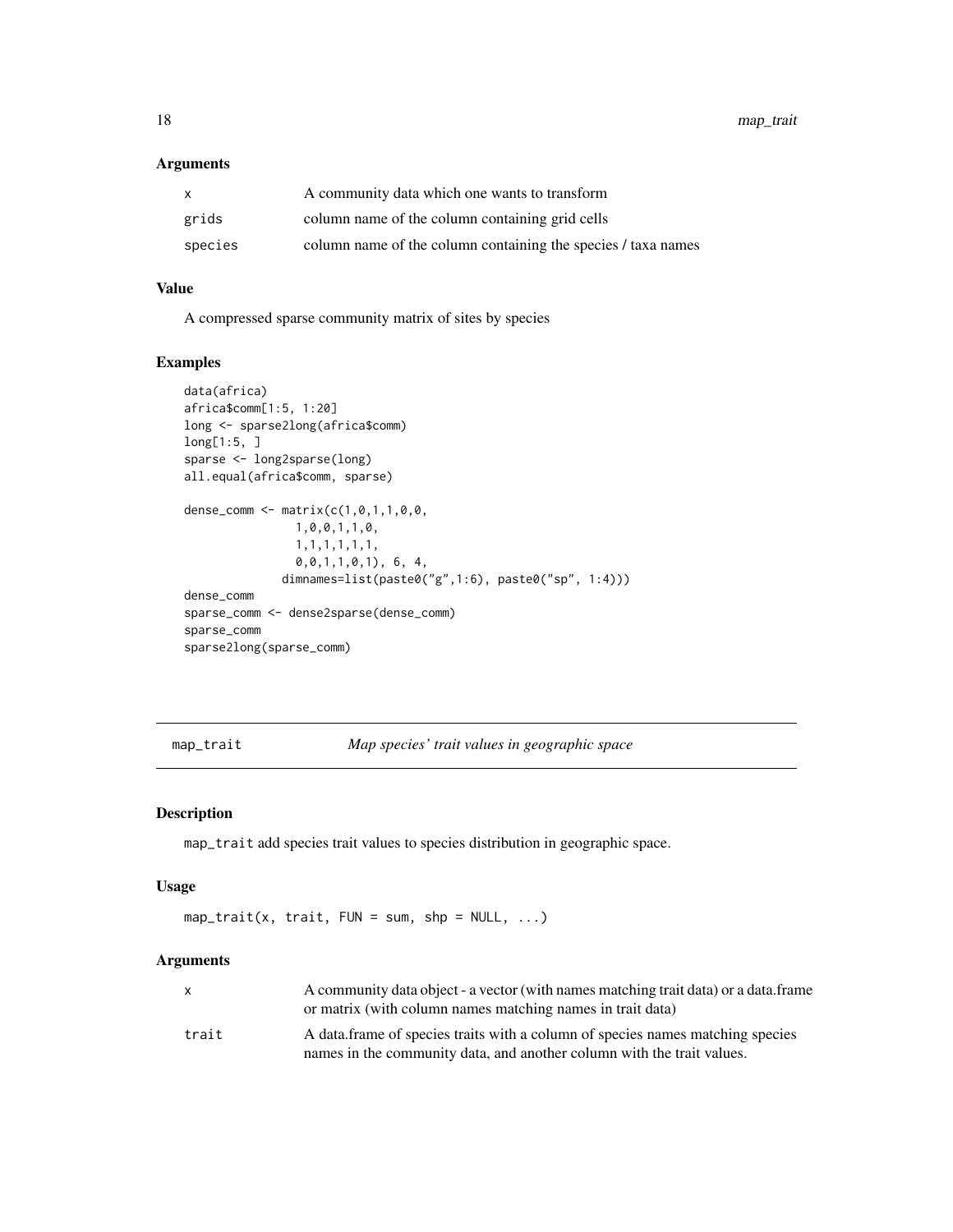### Arguments

| | |
|---|---|
| x | A community data which one wants to transform |
| grids | column name of the column containing grid cells |
| species | column name of the column containing the species / taxa names |

### Value

A compressed sparse community matrix of sites by species

### Examples

```
data(africa)
africa$comm[1:5, 1:20]
long <- sparse2long(africa$comm)
long[1:5, ]
sparse <- long2sparse(long)
all.equal(africa$comm, sparse)

dense_comm <- matrix(c(1,0,1,1,0,0,
                1,0,0,1,1,0,
                1,1,1,1,1,1,
                0,0,1,1,0,1), 6, 4,
              dimnames=list(paste0("g",1:6), paste0("sp", 1:4)))
dense_comm
sparse_comm <- dense2sparse(dense_comm)
sparse_comm
sparse2long(sparse_comm)
```

---

## map_trait — *Map species' trait values in geographic space*

### Description

map_trait add species trait values to species distribution in geographic space.

### Usage

```
map_trait(x, trait, FUN = sum, shp = NULL, ...)
```

### Arguments

| | |
|---|---|
| x | A community data object - a vector (with names matching trait data) or a data.frame or matrix (with column names matching names in trait data) |
| trait | A data.frame of species traits with a column of species names matching species names in the community data, and another column with the trait values. |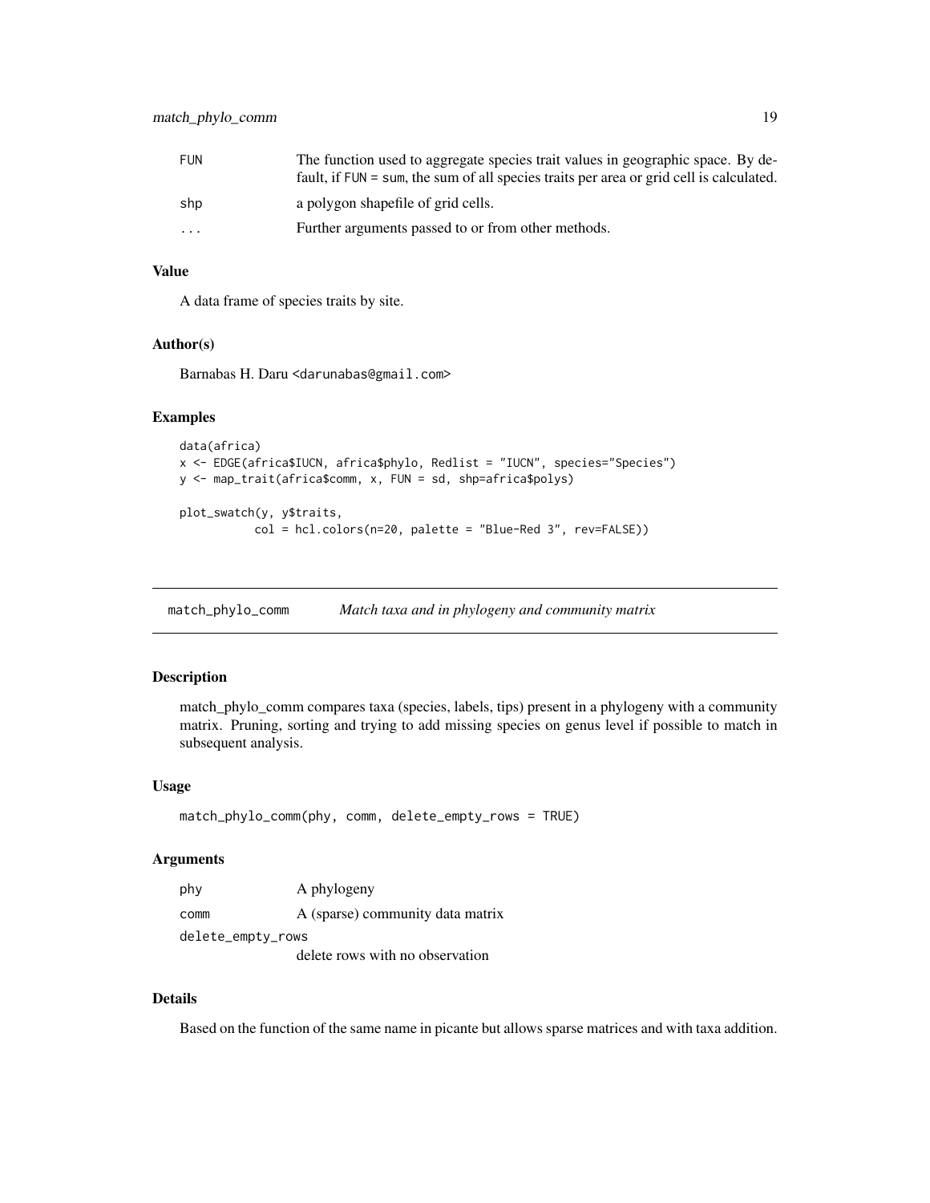| | |
|---|---|
| FUN | The function used to aggregate species trait values in geographic space. By default, if FUN = sum, the sum of all species traits per area or grid cell is calculated. |
| shp | a polygon shapefile of grid cells. |
| ... | Further arguments passed to or from other methods. |

### Value

A data frame of species traits by site.

### Author(s)

Barnabas H. Daru <darunabas@gmail.com>

### Examples

```
data(africa)
x <- EDGE(africa$IUCN, africa$phylo, Redlist = "IUCN", species="Species")
y <- map_trait(africa$comm, x, FUN = sd, shp=africa$polys)

plot_swatch(y, y$traits,
           col = hcl.colors(n=20, palette = "Blue-Red 3", rev=FALSE))
```

---

## match_phylo_comm    *Match taxa and in phylogeny and community matrix*

### Description

match_phylo_comm compares taxa (species, labels, tips) present in a phylogeny with a community matrix. Pruning, sorting and trying to add missing species on genus level if possible to match in subsequent analysis.

### Usage

```
match_phylo_comm(phy, comm, delete_empty_rows = TRUE)
```

### Arguments

| | |
|---|---|
| phy | A phylogeny |
| comm | A (sparse) community data matrix |
| delete_empty_rows | delete rows with no observation |

### Details

Based on the function of the same name in picante but allows sparse matrices and with taxa addition.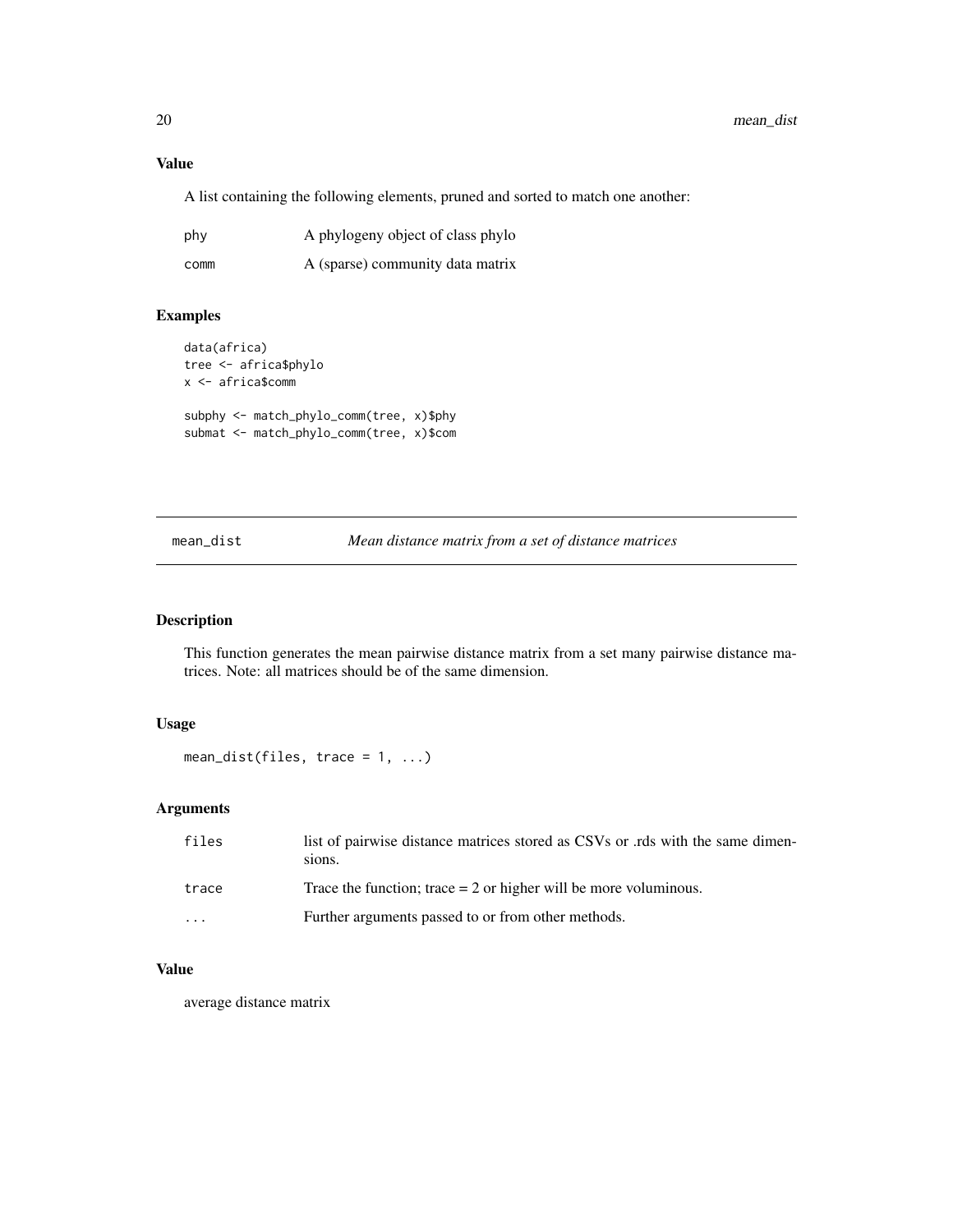### Value

A list containing the following elements, pruned and sorted to match one another:

| | |
|---|---|
| phy | A phylogeny object of class phylo |
| comm | A (sparse) community data matrix |

### Examples

```
data(africa)
tree <- africa$phylo
x <- africa$comm

subphy <- match_phylo_comm(tree, x)$phy
submat <- match_phylo_comm(tree, x)$com
```

---

## mean_dist — *Mean distance matrix from a set of distance matrices*

---

### Description

This function generates the mean pairwise distance matrix from a set many pairwise distance matrices. Note: all matrices should be of the same dimension.

### Usage

```
mean_dist(files, trace = 1, ...)
```

### Arguments

| | |
|---|---|
| files | list of pairwise distance matrices stored as CSVs or .rds with the same dimensions. |
| trace | Trace the function; trace = 2 or higher will be more voluminous. |
| ... | Further arguments passed to or from other methods. |

### Value

average distance matrix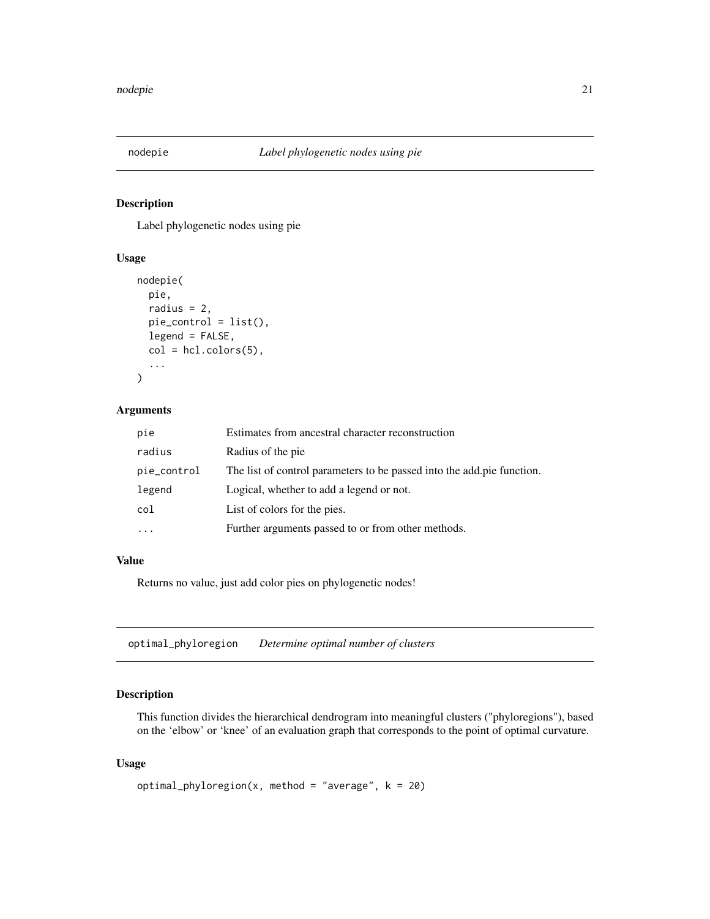## nodepie *Label phylogenetic nodes using pie*

### Description

Label phylogenetic nodes using pie

### Usage

```
nodepie(
  pie,
  radius = 2,
  pie_control = list(),
  legend = FALSE,
  col = hcl.colors(5),
  ...
)
```

### Arguments

| | |
|---|---|
| pie | Estimates from ancestral character reconstruction |
| radius | Radius of the pie |
| pie_control | The list of control parameters to be passed into the add.pie function. |
| legend | Logical, whether to add a legend or not. |
| col | List of colors for the pies. |
| ... | Further arguments passed to or from other methods. |

### Value

Returns no value, just add color pies on phylogenetic nodes!

## optimal_phyloregion *Determine optimal number of clusters*

### Description

This function divides the hierarchical dendrogram into meaningful clusters ("phyloregions"), based on the 'elbow' or 'knee' of an evaluation graph that corresponds to the point of optimal curvature.

### Usage

```
optimal_phyloregion(x, method = "average", k = 20)
```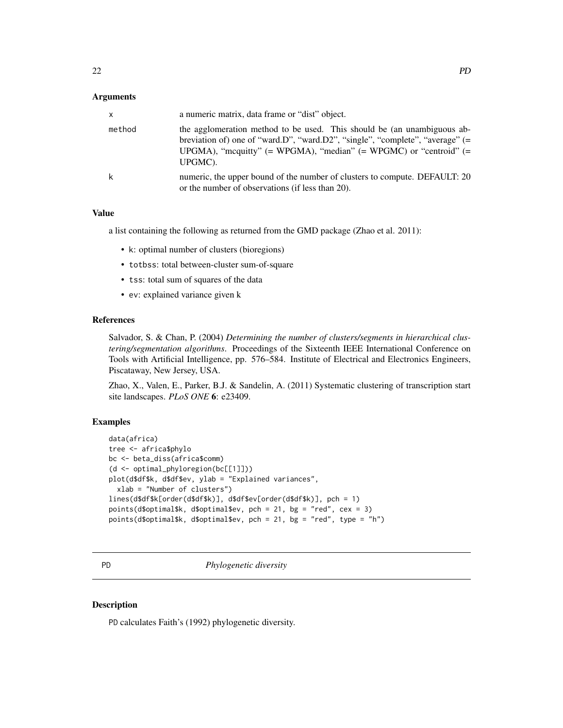### Arguments

| | |
|---|---|
| x | a numeric matrix, data frame or "dist" object. |
| method | the agglomeration method to be used. This should be (an unambiguous abbreviation of) one of "ward.D", "ward.D2", "single", "complete", "average" (= UPGMA), "mcquitty" (= WPGMA), "median" (= WPGMC) or "centroid" (= UPGMC). |
| k | numeric, the upper bound of the number of clusters to compute. DEFAULT: 20 or the number of observations (if less than 20). |

### Value

a list containing the following as returned from the GMD package (Zhao et al. 2011):

- k: optimal number of clusters (bioregions)
- totbss: total between-cluster sum-of-square
- tss: total sum of squares of the data
- ev: explained variance given k

### References

Salvador, S. & Chan, P. (2004) *Determining the number of clusters/segments in hierarchical clustering/segmentation algorithms*. Proceedings of the Sixteenth IEEE International Conference on Tools with Artificial Intelligence, pp. 576–584. Institute of Electrical and Electronics Engineers, Piscataway, New Jersey, USA.

Zhao, X., Valen, E., Parker, B.J. & Sandelin, A. (2011) Systematic clustering of transcription start site landscapes. *PLoS ONE* **6**: e23409.

### Examples

```
data(africa)
tree <- africa$phylo
bc <- beta_diss(africa$comm)
(d <- optimal_phyloregion(bc[[1]]))
plot(d$df$k, d$df$ev, ylab = "Explained variances",
  xlab = "Number of clusters")
lines(d$df$k[order(d$df$k)], d$df$ev[order(d$df$k)], pch = 1)
points(d$optimal$k, d$optimal$ev, pch = 21, bg = "red", cex = 3)
points(d$optimal$k, d$optimal$ev, pch = 21, bg = "red", type = "h")
```

## PD — *Phylogenetic diversity*

### Description

PD calculates Faith's (1992) phylogenetic diversity.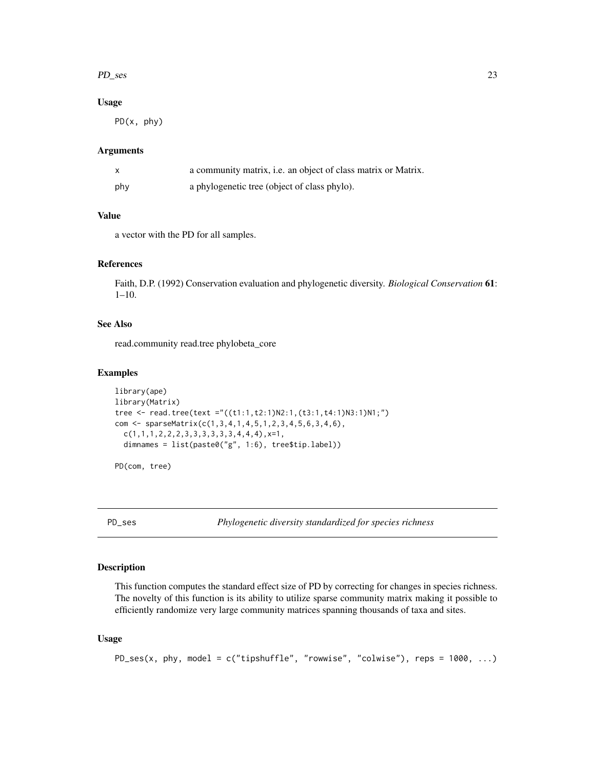### Usage

```
PD(x, phy)
```

### Arguments

| | |
|---|---|
| x | a community matrix, i.e. an object of class matrix or Matrix. |
| phy | a phylogenetic tree (object of class phylo). |

### Value

a vector with the PD for all samples.

### References

Faith, D.P. (1992) Conservation evaluation and phylogenetic diversity. *Biological Conservation* **61**: 1–10.

### See Also

read.community read.tree phylobeta_core

### Examples

```
library(ape)
library(Matrix)
tree <- read.tree(text ="((t1:1,t2:1)N2:1,(t3:1,t4:1)N3:1)N1;")
com <- sparseMatrix(c(1,3,4,1,4,5,1,2,3,4,5,6,3,4,6),
  c(1,1,1,2,2,2,3,3,3,3,3,3,4,4,4),x=1,
  dimnames = list(paste0("g", 1:6), tree$tip.label))

PD(com, tree)
```

---

## PD_ses — *Phylogenetic diversity standardized for species richness*

### Description

This function computes the standard effect size of PD by correcting for changes in species richness. The novelty of this function is its ability to utilize sparse community matrix making it possible to efficiently randomize very large community matrices spanning thousands of taxa and sites.

### Usage

```
PD_ses(x, phy, model = c("tipshuffle", "rowwise", "colwise"), reps = 1000, ...)
```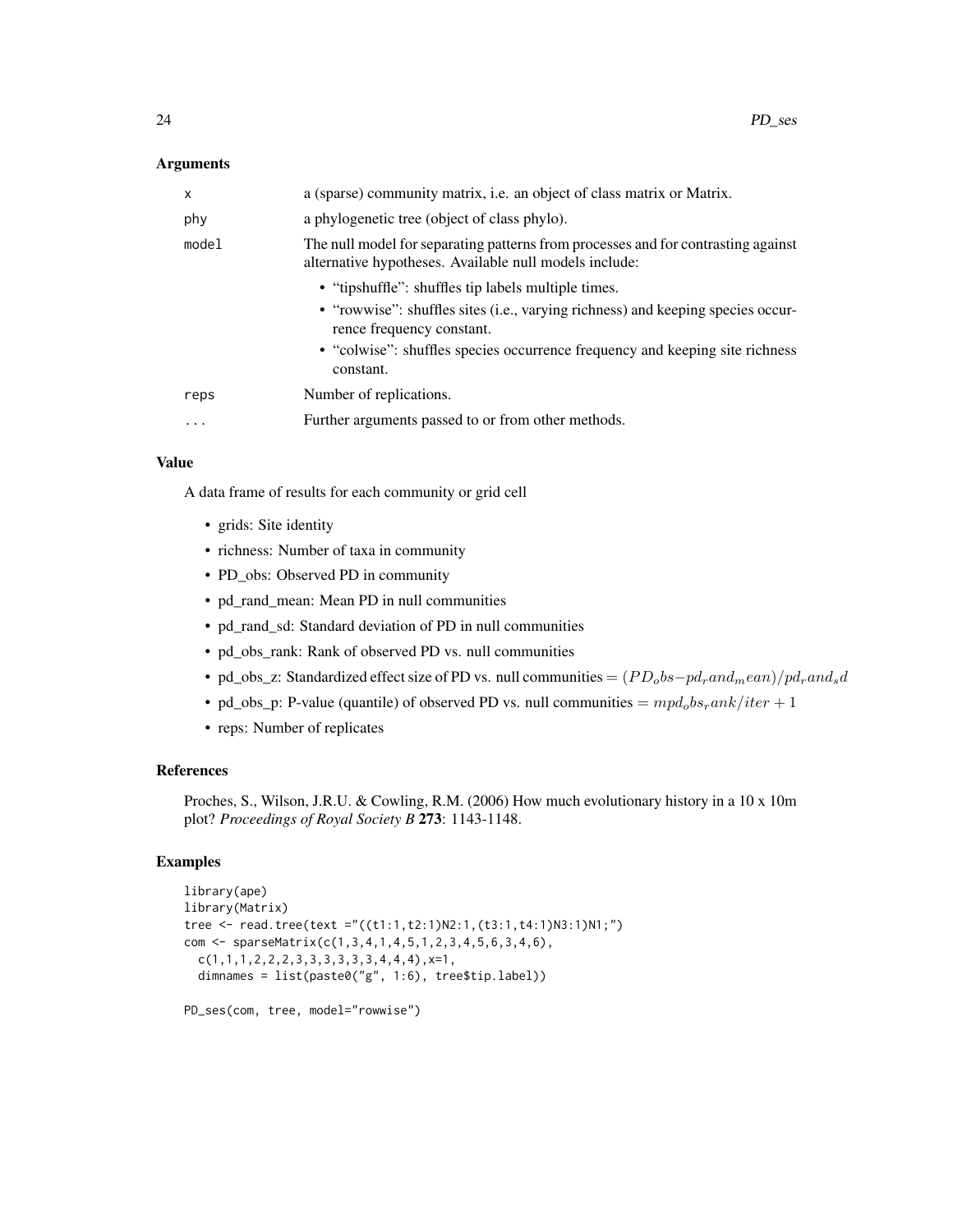## Arguments

| | |
|---|---|
| x | a (sparse) community matrix, i.e. an object of class matrix or Matrix. |
| phy | a phylogenetic tree (object of class phylo). |
| model | The null model for separating patterns from processes and for contrasting against alternative hypotheses. Available null models include: • "tipshuffle": shuffles tip labels multiple times. • "rowwise": shuffles sites (i.e., varying richness) and keeping species occurrence frequency constant. • "colwise": shuffles species occurrence frequency and keeping site richness constant. |
| reps | Number of replications. |
| ... | Further arguments passed to or from other methods. |

## Value

A data frame of results for each community or grid cell

- grids: Site identity
- richness: Number of taxa in community
- PD_obs: Observed PD in community
- pd_rand_mean: Mean PD in null communities
- pd_rand_sd: Standard deviation of PD in null communities
- pd_obs_rank: Rank of observed PD vs. null communities
- pd_obs_z: Standardized effect size of PD vs. null communities $= (PD_obs - pd_rand_mean)/pd_rand_sd$
- pd_obs_p: P-value (quantile) of observed PD vs. null communities $= mpd_obs_rank/iter + 1$
- reps: Number of replicates

## References

Proches, S., Wilson, J.R.U. & Cowling, R.M. (2006) How much evolutionary history in a 10 x 10m plot? *Proceedings of Royal Society B* **273**: 1143-1148.

## Examples

```
library(ape)
library(Matrix)
tree <- read.tree(text ="((t1:1,t2:1)N2:1,(t3:1,t4:1)N3:1)N1;")
com <- sparseMatrix(c(1,3,4,1,4,5,1,2,3,4,5,6,3,4,6),
  c(1,1,1,2,2,2,3,3,3,3,3,3,4,4,4),x=1,
  dimnames = list(paste0("g", 1:6), tree$tip.label))

PD_ses(com, tree, model="rowwise")
```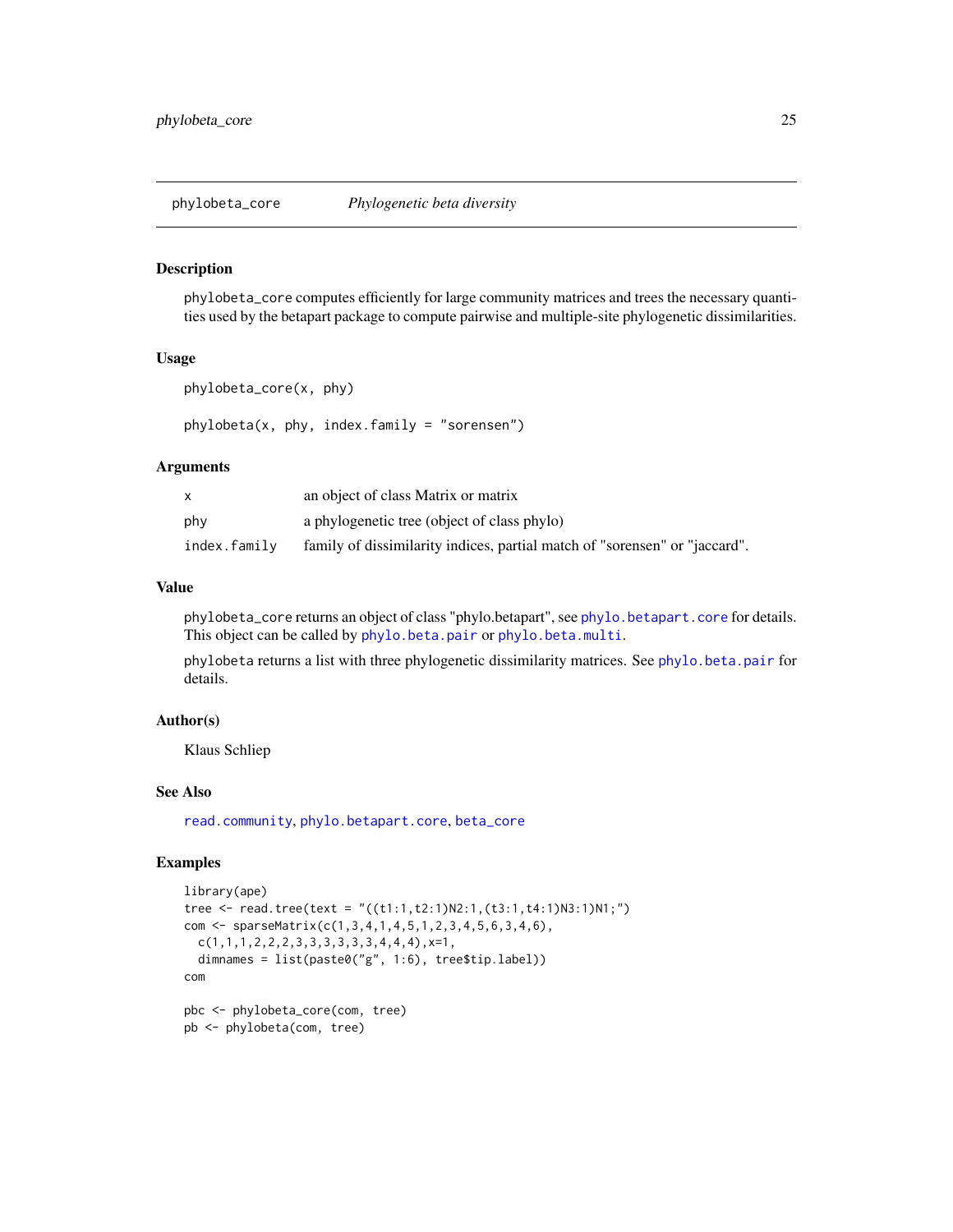## phylobeta_core *Phylogenetic beta diversity*

### Description

phylobeta_core computes efficiently for large community matrices and trees the necessary quantities used by the betapart package to compute pairwise and multiple-site phylogenetic dissimilarities.

### Usage

```
phylobeta_core(x, phy)

phylobeta(x, phy, index.family = "sorensen")
```

### Arguments

| | |
|---|---|
| x | an object of class Matrix or matrix |
| phy | a phylogenetic tree (object of class phylo) |
| index.family | family of dissimilarity indices, partial match of "sorensen" or "jaccard". |

### Value

phylobeta_core returns an object of class "phylo.betapart", see phylo.betapart.core for details. This object can be called by phylo.beta.pair or phylo.beta.multi.

phylobeta returns a list with three phylogenetic dissimilarity matrices. See phylo.beta.pair for details.

### Author(s)

Klaus Schliep

### See Also

read.community, phylo.betapart.core, beta_core

### Examples

```
library(ape)
tree <- read.tree(text = "((t1:1,t2:1)N2:1,(t3:1,t4:1)N3:1)N1;")
com <- sparseMatrix(c(1,3,4,1,4,5,1,2,3,4,5,6,3,4,6),
  c(1,1,1,2,2,2,3,3,3,3,3,3,4,4,4),x=1,
  dimnames = list(paste0("g", 1:6), tree$tip.label))
com

pbc <- phylobeta_core(com, tree)
pb <- phylobeta(com, tree)
```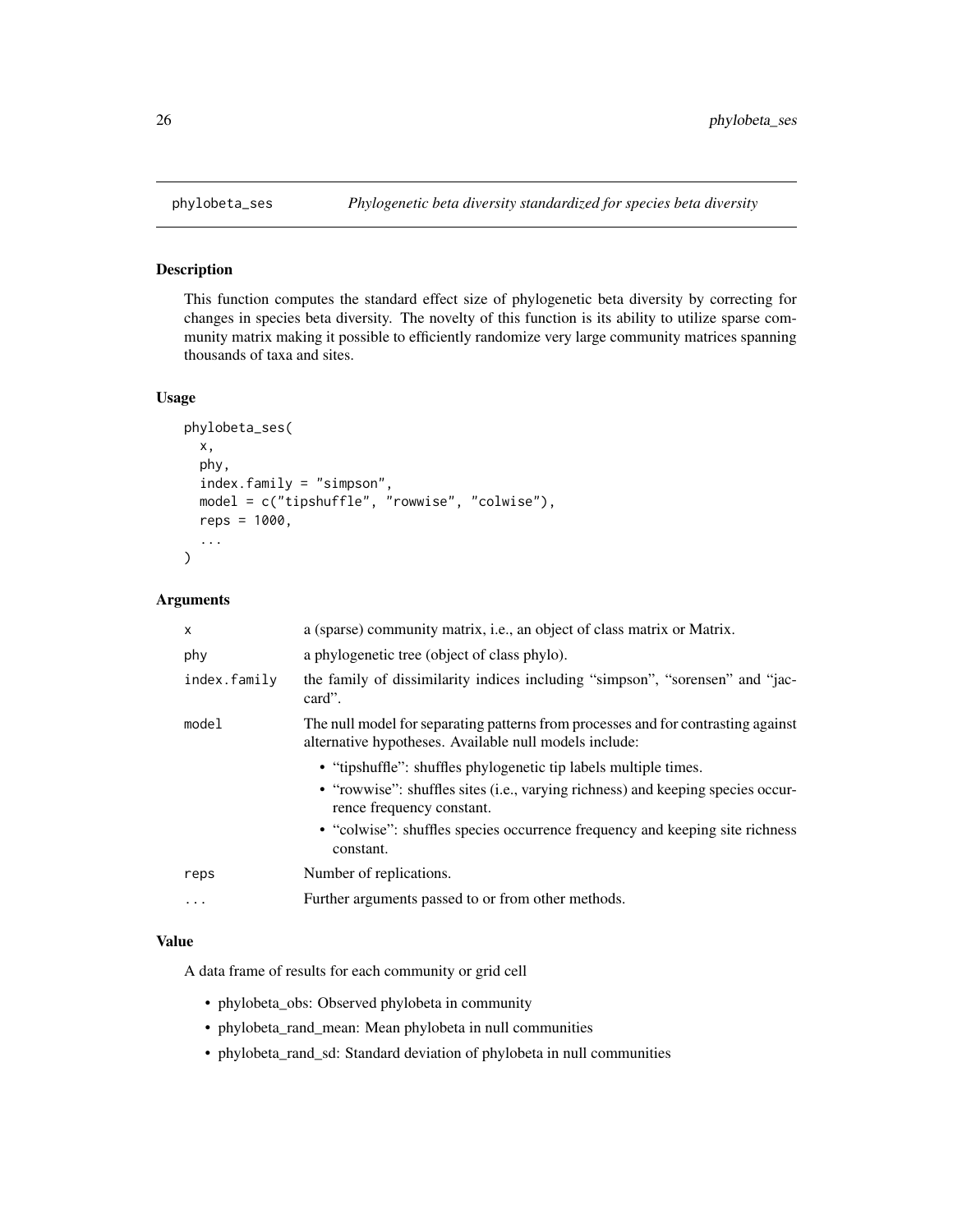# phylobeta_ses — *Phylogenetic beta diversity standardized for species beta diversity*

## Description

This function computes the standard effect size of phylogenetic beta diversity by correcting for changes in species beta diversity. The novelty of this function is its ability to utilize sparse community matrix making it possible to efficiently randomize very large community matrices spanning thousands of taxa and sites.

## Usage

```
phylobeta_ses(
  x,
  phy,
  index.family = "simpson",
  model = c("tipshuffle", "rowwise", "colwise"),
  reps = 1000,
  ...
)
```

## Arguments

| | |
|---|---|
| x | a (sparse) community matrix, i.e., an object of class matrix or Matrix. |
| phy | a phylogenetic tree (object of class phylo). |
| index.family | the family of dissimilarity indices including "simpson", "sorensen" and "jaccard". |
| model | The null model for separating patterns from processes and for contrasting against alternative hypotheses. Available null models include:<br>• "tipshuffle": shuffles phylogenetic tip labels multiple times.<br>• "rowwise": shuffles sites (i.e., varying richness) and keeping species occurrence frequency constant.<br>• "colwise": shuffles species occurrence frequency and keeping site richness constant. |
| reps | Number of replications. |
| ... | Further arguments passed to or from other methods. |

## Value

A data frame of results for each community or grid cell

- phylobeta_obs: Observed phylobeta in community
- phylobeta_rand_mean: Mean phylobeta in null communities
- phylobeta_rand_sd: Standard deviation of phylobeta in null communities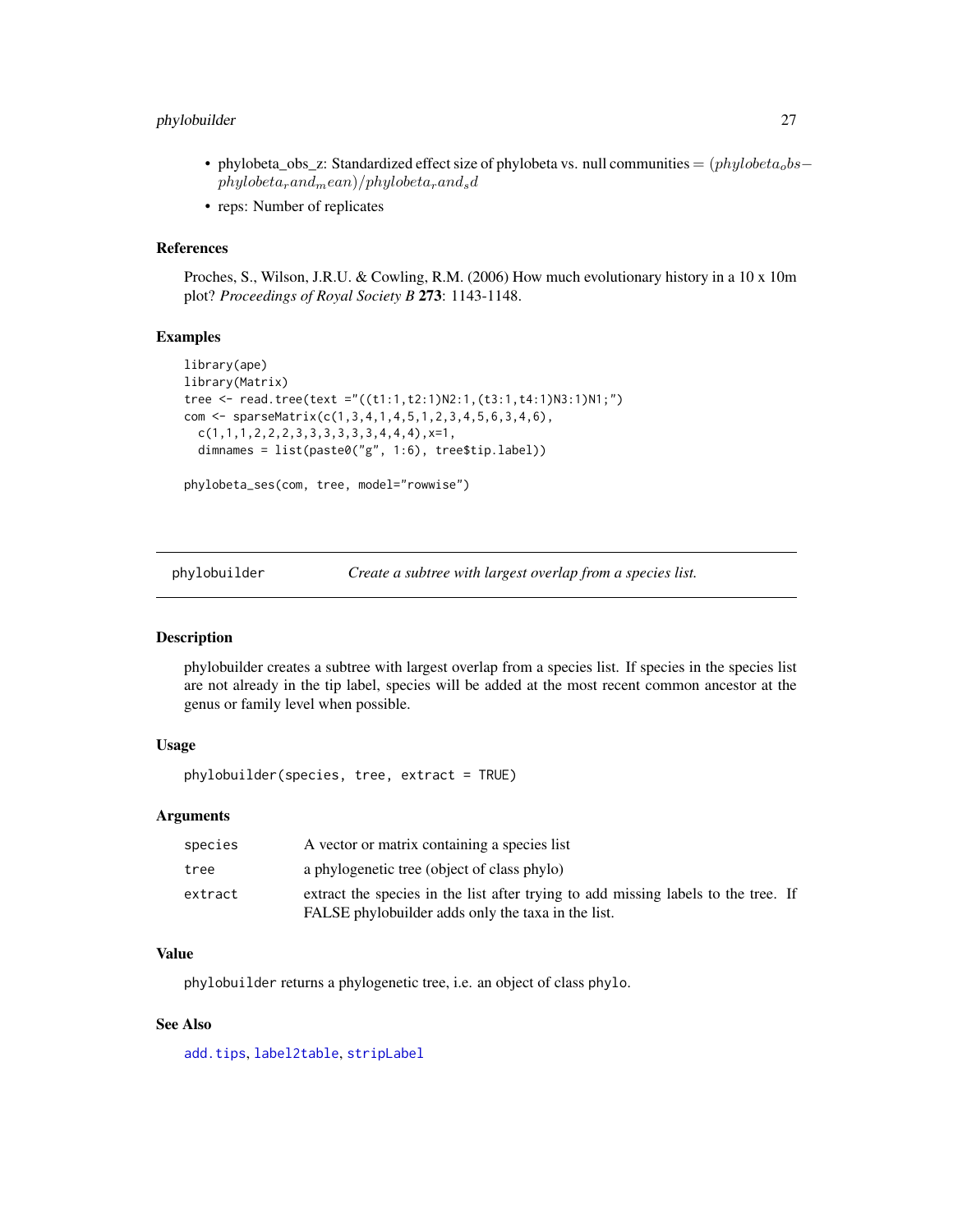- phylobeta_obs_z: Standardized effect size of phylobeta vs. null communities $= (phylobeta_obs - phylobeta_rand_mean)/phylobeta_rand_sd$
- reps: Number of replicates

### References

Proches, S., Wilson, J.R.U. & Cowling, R.M. (2006) How much evolutionary history in a 10 x 10m plot? *Proceedings of Royal Society B* **273**: 1143-1148.

### Examples

```
library(ape)
library(Matrix)
tree <- read.tree(text ="((t1:1,t2:1)N2:1,(t3:1,t4:1)N3:1)N1;")
com <- sparseMatrix(c(1,3,4,1,4,5,1,2,3,4,5,6,3,4,6),
  c(1,1,1,2,2,2,3,3,3,3,3,3,4,4,4),x=1,
  dimnames = list(paste0("g", 1:6), tree$tip.label))

phylobeta_ses(com, tree, model="rowwise")
```

---

## phylobuilder *Create a subtree with largest overlap from a species list.*

### Description

phylobuilder creates a subtree with largest overlap from a species list. If species in the species list are not already in the tip label, species will be added at the most recent common ancestor at the genus or family level when possible.

### Usage

```
phylobuilder(species, tree, extract = TRUE)
```

### Arguments

| | |
|---|---|
| species | A vector or matrix containing a species list |
| tree | a phylogenetic tree (object of class phylo) |
| extract | extract the species in the list after trying to add missing labels to the tree. If FALSE phylobuilder adds only the taxa in the list. |

### Value

phylobuilder returns a phylogenetic tree, i.e. an object of class phylo.

### See Also

add.tips, label2table, stripLabel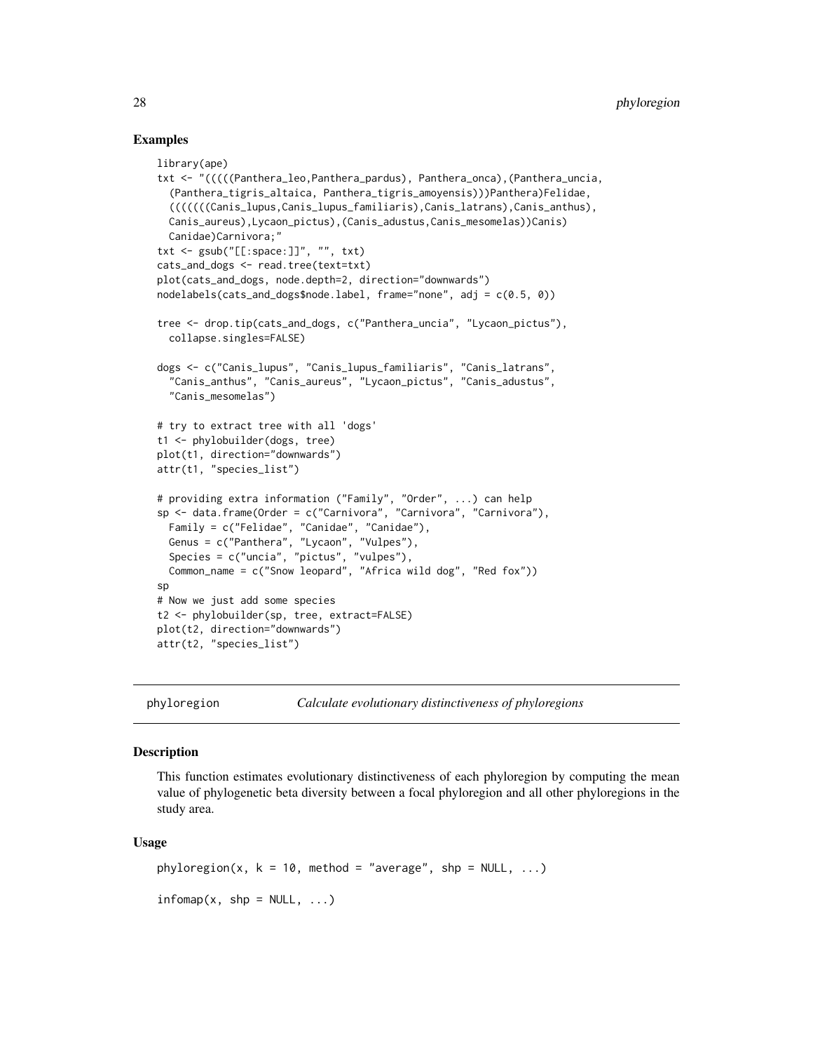## Examples

```
library(ape)
txt <- "(((((Panthera_leo,Panthera_pardus), Panthera_onca),(Panthera_uncia,
  (Panthera_tigris_altaica, Panthera_tigris_amoyensis)))Panthera)Felidae,
  (((((((Canis_lupus,Canis_lupus_familiaris),Canis_latrans),Canis_anthus),
  Canis_aureus),Lycaon_pictus),(Canis_adustus,Canis_mesomelas))Canis)
  Canidae)Carnivora;"
txt <- gsub("[[:space:]]", "", txt)
cats_and_dogs <- read.tree(text=txt)
plot(cats_and_dogs, node.depth=2, direction="downwards")
nodelabels(cats_and_dogs$node.label, frame="none", adj = c(0.5, 0))

tree <- drop.tip(cats_and_dogs, c("Panthera_uncia", "Lycaon_pictus"),
  collapse.singles=FALSE)

dogs <- c("Canis_lupus", "Canis_lupus_familiaris", "Canis_latrans",
  "Canis_anthus", "Canis_aureus", "Lycaon_pictus", "Canis_adustus",
  "Canis_mesomelas")

# try to extract tree with all 'dogs'
t1 <- phylobuilder(dogs, tree)
plot(t1, direction="downwards")
attr(t1, "species_list")

# providing extra information ("Family", "Order", ...) can help
sp <- data.frame(Order = c("Carnivora", "Carnivora", "Carnivora"),
  Family = c("Felidae", "Canidae", "Canidae"),
  Genus = c("Panthera", "Lycaon", "Vulpes"),
  Species = c("uncia", "pictus", "vulpes"),
  Common_name = c("Snow leopard", "Africa wild dog", "Red fox"))
sp
# Now we just add some species
t2 <- phylobuilder(sp, tree, extract=FALSE)
plot(t2, direction="downwards")
attr(t2, "species_list")
```

---

# phyloregion — *Calculate evolutionary distinctiveness of phyloregions*

## Description

This function estimates evolutionary distinctiveness of each phyloregion by computing the mean value of phylogenetic beta diversity between a focal phyloregion and all other phyloregions in the study area.

## Usage

```
phyloregion(x, k = 10, method = "average", shp = NULL, ...)

infomap(x, shp = NULL, ...)
```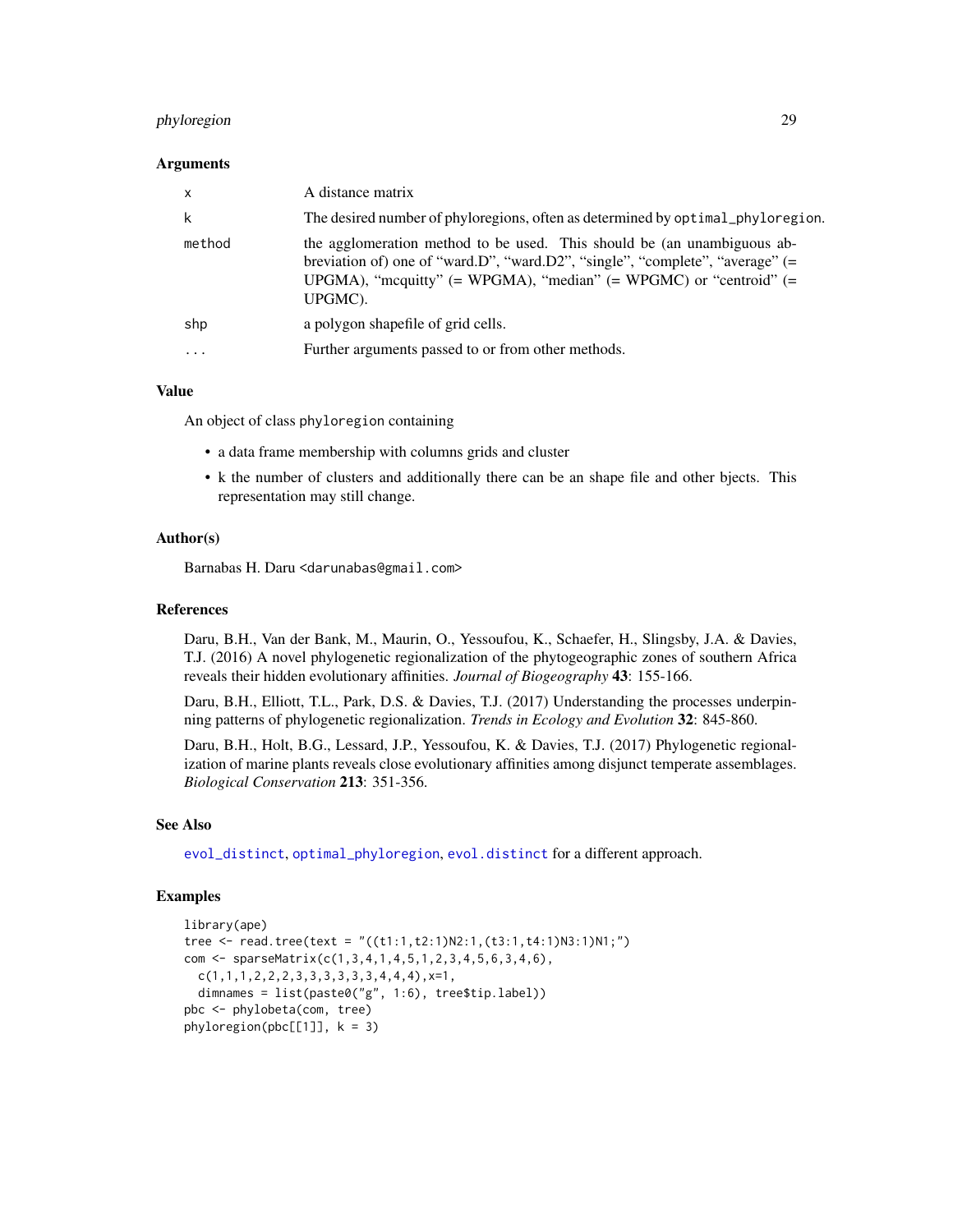### Arguments

| | |
|---|---|
| x | A distance matrix |
| k | The desired number of phyloregions, often as determined by `optimal_phyloregion`. |
| method | the agglomeration method to be used. This should be (an unambiguous abbreviation of) one of "ward.D", "ward.D2", "single", "complete", "average" (= UPGMA), "mcquitty" (= WPGMA), "median" (= WPGMC) or "centroid" (= UPGMC). |
| shp | a polygon shapefile of grid cells. |
| ... | Further arguments passed to or from other methods. |

### Value

An object of class `phyloregion` containing

- a data frame membership with columns grids and cluster
- k the number of clusters and additionally there can be an shape file and other bjects. This representation may still change.

### Author(s)

Barnabas H. Daru <darunabas@gmail.com>

### References

Daru, B.H., Van der Bank, M., Maurin, O., Yessoufou, K., Schaefer, H., Slingsby, J.A. & Davies, T.J. (2016) A novel phylogenetic regionalization of the phytogeographic zones of southern Africa reveals their hidden evolutionary affinities. *Journal of Biogeography* **43**: 155-166.

Daru, B.H., Elliott, T.L., Park, D.S. & Davies, T.J. (2017) Understanding the processes underpinning patterns of phylogenetic regionalization. *Trends in Ecology and Evolution* **32**: 845-860.

Daru, B.H., Holt, B.G., Lessard, J.P., Yessoufou, K. & Davies, T.J. (2017) Phylogenetic regionalization of marine plants reveals close evolutionary affinities among disjunct temperate assemblages. *Biological Conservation* **213**: 351-356.

### See Also

`evol_distinct`, `optimal_phyloregion`, `evol.distinct` for a different approach.

### Examples

```
library(ape)
tree <- read.tree(text = "((t1:1,t2:1)N2:1,(t3:1,t4:1)N3:1)N1;")
com <- sparseMatrix(c(1,3,4,1,4,5,1,2,3,4,5,6,3,4,6),
  c(1,1,1,2,2,2,3,3,3,3,3,3,4,4,4),x=1,
  dimnames = list(paste0("g", 1:6), tree$tip.label))
pbc <- phylobeta(com, tree)
phyloregion(pbc[[1]], k = 3)
```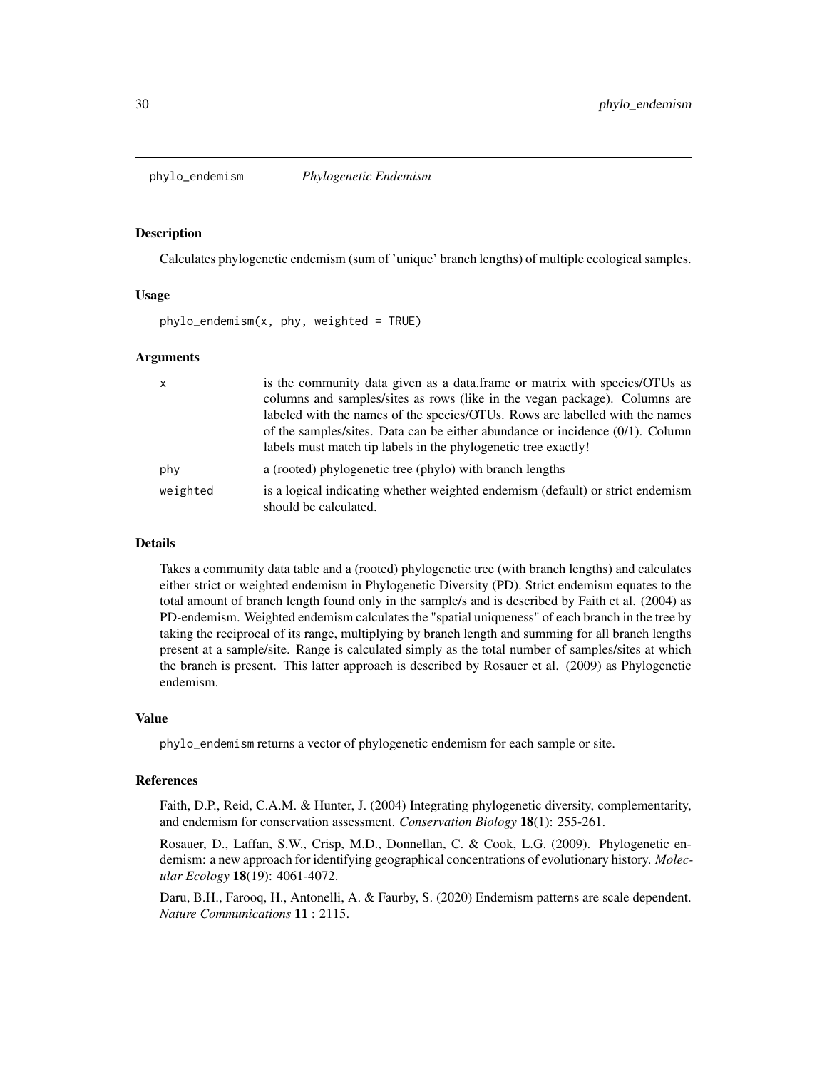# phylo_endemism *Phylogenetic Endemism*

## Description

Calculates phylogenetic endemism (sum of 'unique' branch lengths) of multiple ecological samples.

## Usage

```
phylo_endemism(x, phy, weighted = TRUE)
```

## Arguments

| | |
|---|---|
| `x` | is the community data given as a data.frame or matrix with species/OTUs as columns and samples/sites as rows (like in the vegan package). Columns are labeled with the names of the species/OTUs. Rows are labelled with the names of the samples/sites. Data can be either abundance or incidence (0/1). Column labels must match tip labels in the phylogenetic tree exactly! |
| `phy` | a (rooted) phylogenetic tree (phylo) with branch lengths |
| `weighted` | is a logical indicating whether weighted endemism (default) or strict endemism should be calculated. |

## Details

Takes a community data table and a (rooted) phylogenetic tree (with branch lengths) and calculates either strict or weighted endemism in Phylogenetic Diversity (PD). Strict endemism equates to the total amount of branch length found only in the sample/s and is described by Faith et al. (2004) as PD-endemism. Weighted endemism calculates the "spatial uniqueness" of each branch in the tree by taking the reciprocal of its range, multiplying by branch length and summing for all branch lengths present at a sample/site. Range is calculated simply as the total number of samples/sites at which the branch is present. This latter approach is described by Rosauer et al. (2009) as Phylogenetic endemism.

## Value

`phylo_endemism` returns a vector of phylogenetic endemism for each sample or site.

## References

Faith, D.P., Reid, C.A.M. & Hunter, J. (2004) Integrating phylogenetic diversity, complementarity, and endemism for conservation assessment. *Conservation Biology* **18**(1): 255-261.

Rosauer, D., Laffan, S.W., Crisp, M.D., Donnellan, C. & Cook, L.G. (2009). Phylogenetic endemism: a new approach for identifying geographical concentrations of evolutionary history. *Molecular Ecology* **18**(19): 4061-4072.

Daru, B.H., Farooq, H., Antonelli, A. & Faurby, S. (2020) Endemism patterns are scale dependent. *Nature Communications* **11** : 2115.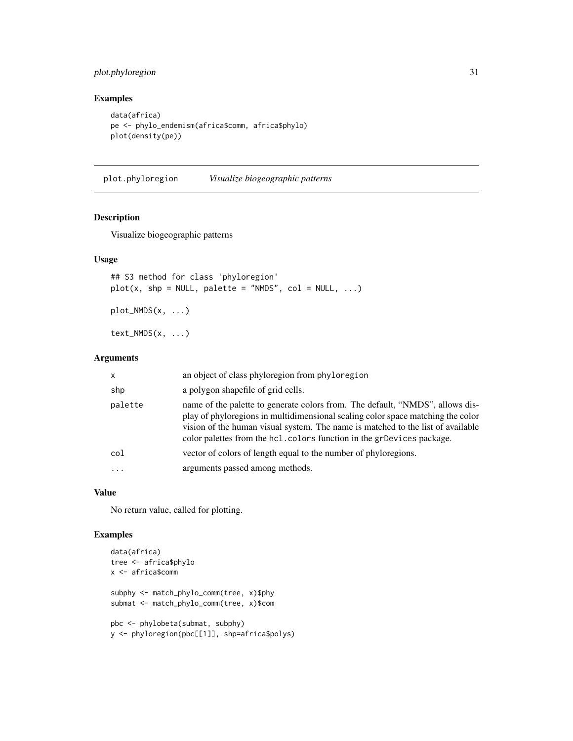## Examples

```
data(africa)
pe <- phylo_endemism(africa$comm, africa$phylo)
plot(density(pe))
```

---

# plot.phyloregion *Visualize biogeographic patterns*

---

## Description

Visualize biogeographic patterns

## Usage

```
## S3 method for class 'phyloregion'
plot(x, shp = NULL, palette = "NMDS", col = NULL, ...)

plot_NMDS(x, ...)

text_NMDS(x, ...)
```

## Arguments

| | |
|---|---|
| `x` | an object of class phyloregion from `phyloregion` |
| `shp` | a polygon shapefile of grid cells. |
| `palette` | name of the palette to generate colors from. The default, "NMDS", allows display of phyloregions in multidimensional scaling color space matching the color vision of the human visual system. The name is matched to the list of available color palettes from the `hcl.colors` function in the `grDevices` package. |
| `col` | vector of colors of length equal to the number of phyloregions. |
| `...` | arguments passed among methods. |

## Value

No return value, called for plotting.

## Examples

```
data(africa)
tree <- africa$phylo
x <- africa$comm

subphy <- match_phylo_comm(tree, x)$phy
submat <- match_phylo_comm(tree, x)$com

pbc <- phylobeta(submat, subphy)
y <- phyloregion(pbc[[1]], shp=africa$polys)
```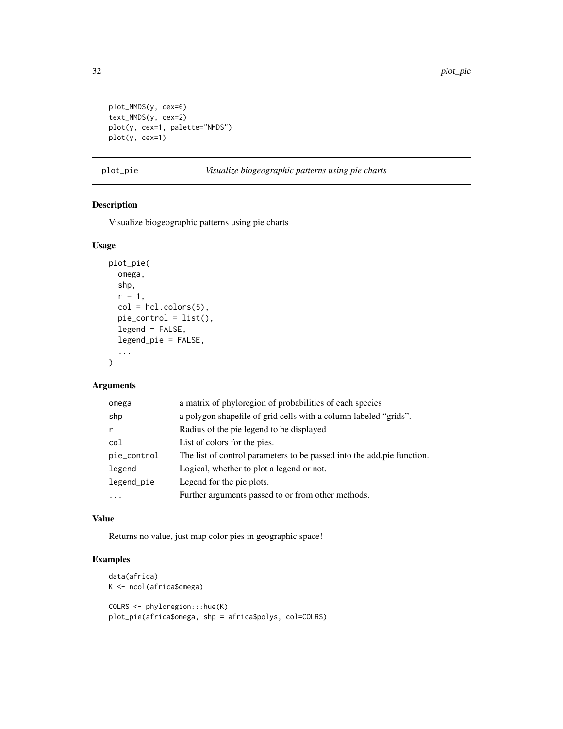```
plot_NMDS(y, cex=6)
text_NMDS(y, cex=2)
plot(y, cex=1, palette="NMDS")
plot(y, cex=1)
```

## plot_pie — *Visualize biogeographic patterns using pie charts*

### Description

Visualize biogeographic patterns using pie charts

### Usage

```
plot_pie(
  omega,
  shp,
  r = 1,
  col = hcl.colors(5),
  pie_control = list(),
  legend = FALSE,
  legend_pie = FALSE,
  ...
)
```

### Arguments

| | |
|---|---|
| omega | a matrix of phyloregion of probabilities of each species |
| shp | a polygon shapefile of grid cells with a column labeled "grids". |
| r | Radius of the pie legend to be displayed |
| col | List of colors for the pies. |
| pie_control | The list of control parameters to be passed into the add.pie function. |
| legend | Logical, whether to plot a legend or not. |
| legend_pie | Legend for the pie plots. |
| ... | Further arguments passed to or from other methods. |

### Value

Returns no value, just map color pies in geographic space!

### Examples

```
data(africa)
K <- ncol(africa$omega)

COLRS <- phyloregion:::hue(K)
plot_pie(africa$omega, shp = africa$polys, col=COLRS)
```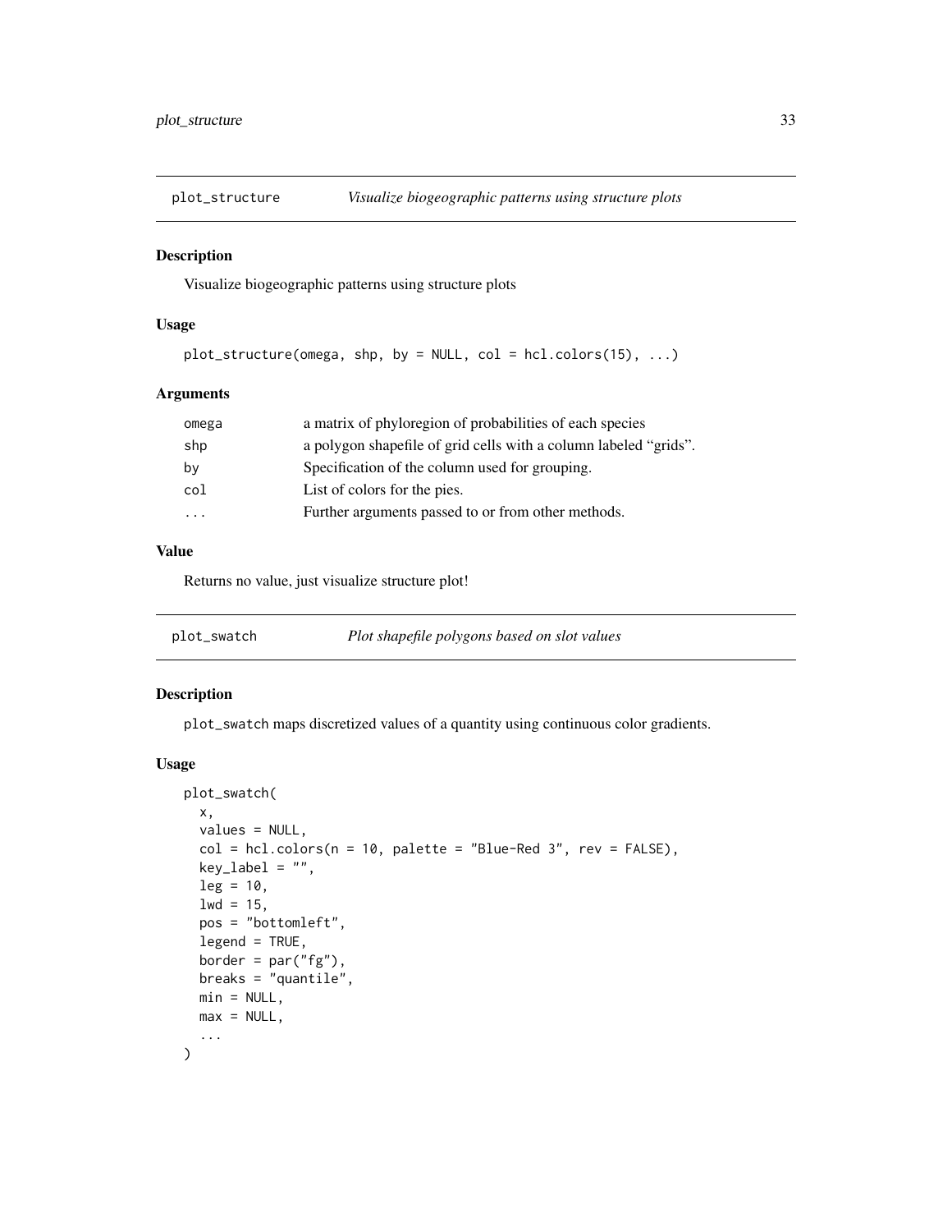## plot_structure — *Visualize biogeographic patterns using structure plots*

### Description

Visualize biogeographic patterns using structure plots

### Usage

```
plot_structure(omega, shp, by = NULL, col = hcl.colors(15), ...)
```

### Arguments

| | |
|---|---|
| omega | a matrix of phyloregion of probabilities of each species |
| shp | a polygon shapefile of grid cells with a column labeled "grids". |
| by | Specification of the column used for grouping. |
| col | List of colors for the pies. |
| ... | Further arguments passed to or from other methods. |

### Value

Returns no value, just visualize structure plot!

## plot_swatch — *Plot shapefile polygons based on slot values*

### Description

plot_swatch maps discretized values of a quantity using continuous color gradients.

### Usage

```
plot_swatch(
  x,
  values = NULL,
  col = hcl.colors(n = 10, palette = "Blue-Red 3", rev = FALSE),
  key_label = "",
  leg = 10,
  lwd = 15,
  pos = "bottomleft",
  legend = TRUE,
  border = par("fg"),
  breaks = "quantile",
  min = NULL,
  max = NULL,
  ...
)
```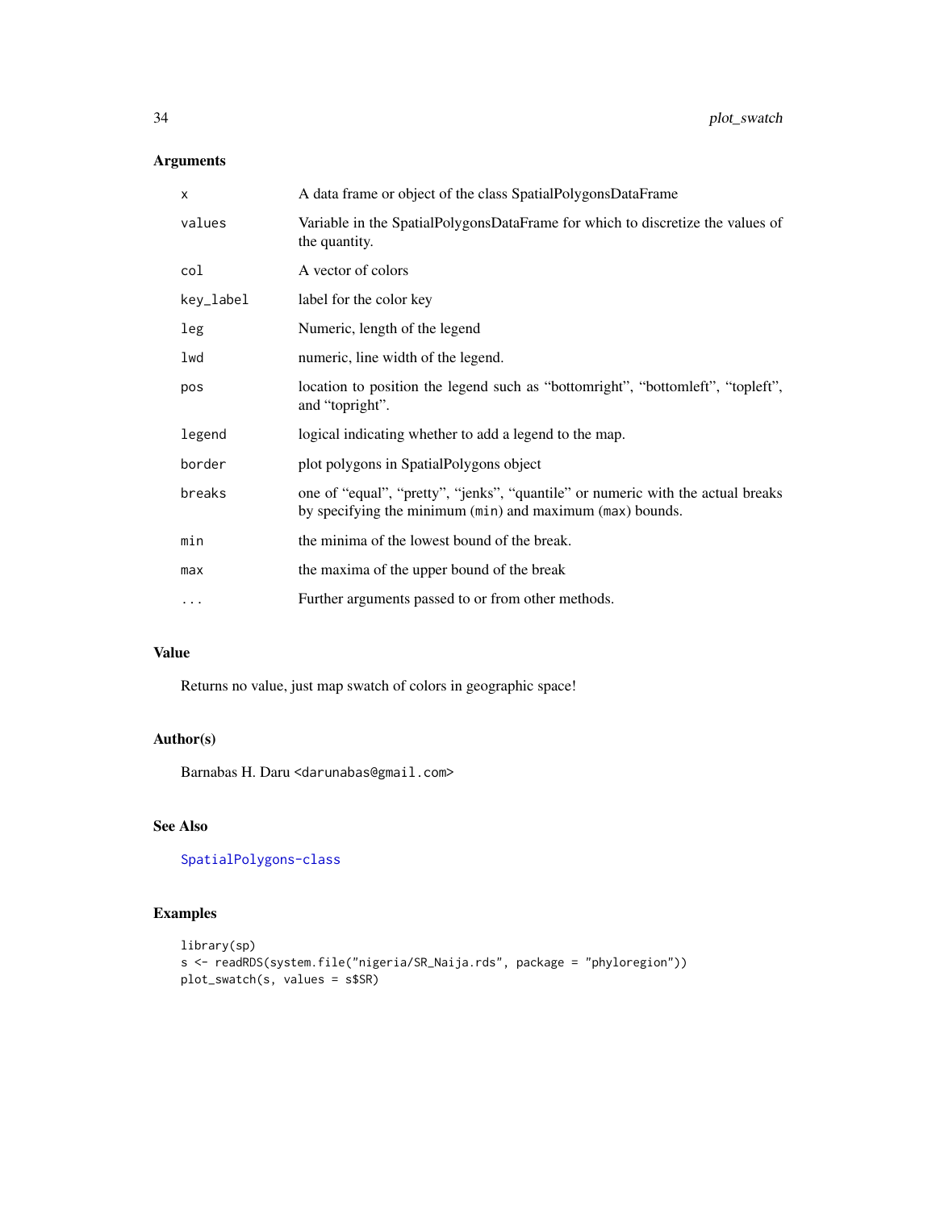## Arguments

| | |
|---|---|
| `x` | A data frame or object of the class SpatialPolygonsDataFrame |
| `values` | Variable in the SpatialPolygonsDataFrame for which to discretize the values of the quantity. |
| `col` | A vector of colors |
| `key_label` | label for the color key |
| `leg` | Numeric, length of the legend |
| `lwd` | numeric, line width of the legend. |
| `pos` | location to position the legend such as "bottomright", "bottomleft", "topleft", and "topright". |
| `legend` | logical indicating whether to add a legend to the map. |
| `border` | plot polygons in SpatialPolygons object |
| `breaks` | one of "equal", "pretty", "jenks", "quantile" or numeric with the actual breaks by specifying the minimum (`min`) and maximum (`max`) bounds. |
| `min` | the minima of the lowest bound of the break. |
| `max` | the maxima of the upper bound of the break |
| `...` | Further arguments passed to or from other methods. |

## Value

Returns no value, just map swatch of colors in geographic space!

## Author(s)

Barnabas H. Daru <darunabas@gmail.com>

## See Also

SpatialPolygons-class

## Examples

```
library(sp)
s <- readRDS(system.file("nigeria/SR_Naija.rds", package = "phyloregion"))
plot_swatch(s, values = s$SR)
```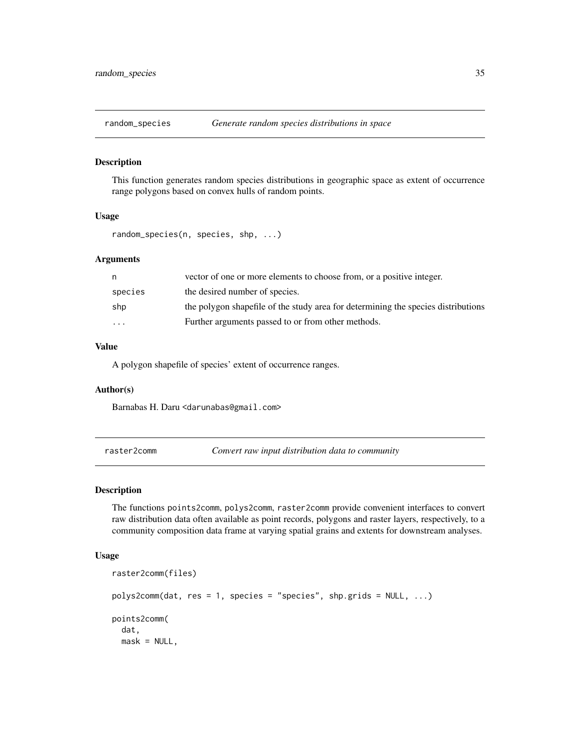## random_species — *Generate random species distributions in space*

### Description

This function generates random species distributions in geographic space as extent of occurrence range polygons based on convex hulls of random points.

### Usage

```
random_species(n, species, shp, ...)
```

### Arguments

| | |
|---|---|
| n | vector of one or more elements to choose from, or a positive integer. |
| species | the desired number of species. |
| shp | the polygon shapefile of the study area for determining the species distributions |
| ... | Further arguments passed to or from other methods. |

### Value

A polygon shapefile of species' extent of occurrence ranges.

### Author(s)

Barnabas H. Daru <darunabas@gmail.com>

## raster2comm — *Convert raw input distribution data to community*

### Description

The functions `points2comm`, `polys2comm`, `raster2comm` provide convenient interfaces to convert raw distribution data often available as point records, polygons and raster layers, respectively, to a community composition data frame at varying spatial grains and extents for downstream analyses.

### Usage

```
raster2comm(files)

polys2comm(dat, res = 1, species = "species", shp.grids = NULL, ...)

points2comm(
  dat,
  mask = NULL,
```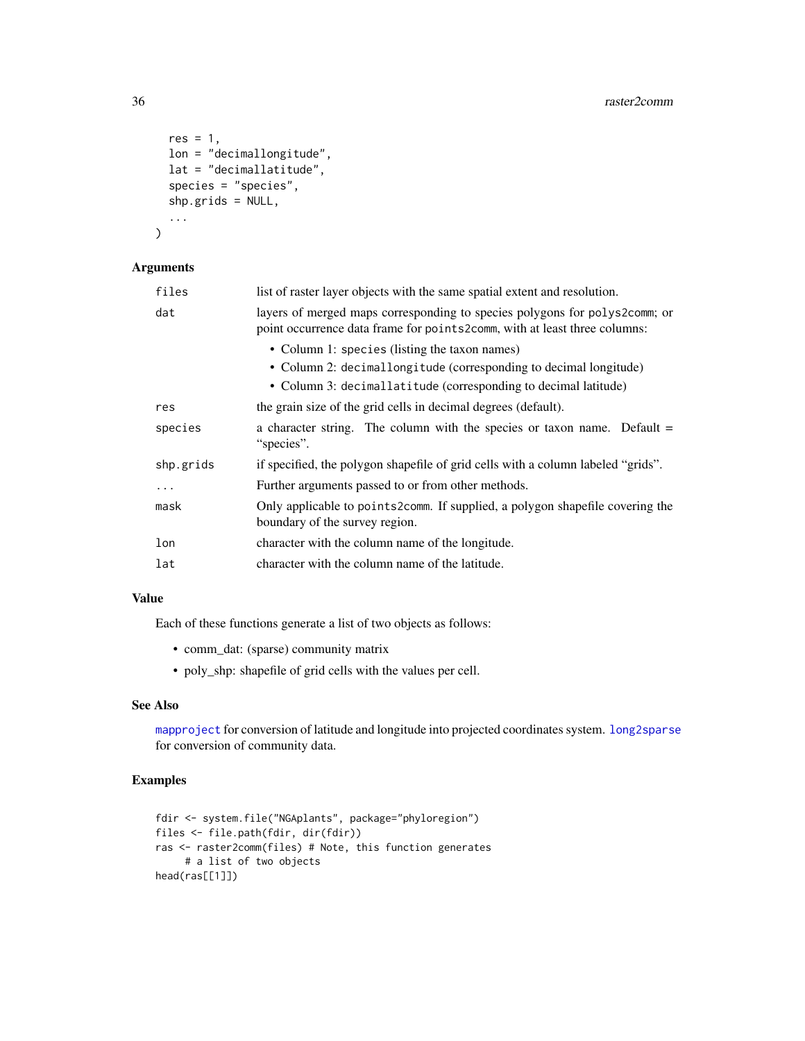```
  res = 1,
  lon = "decimallongitude",
  lat = "decimallatitude",
  species = "species",
  shp.grids = NULL,
  ...
)
```

## Arguments

| | |
|---|---|
| `files` | list of raster layer objects with the same spatial extent and resolution. |
| `dat` | layers of merged maps corresponding to species polygons for `polys2comm`; or point occurrence data frame for `points2comm`, with at least three columns:<br>• Column 1: `species` (listing the taxon names)<br>• Column 2: `decimallongitude` (corresponding to decimal longitude)<br>• Column 3: `decimallatitude` (corresponding to decimal latitude) |
| `res` | the grain size of the grid cells in decimal degrees (default). |
| `species` | a character string. The column with the species or taxon name. Default = "species". |
| `shp.grids` | if specified, the polygon shapefile of grid cells with a column labeled "grids". |
| `...` | Further arguments passed to or from other methods. |
| `mask` | Only applicable to `points2comm`. If supplied, a polygon shapefile covering the boundary of the survey region. |
| `lon` | character with the column name of the longitude. |
| `lat` | character with the column name of the latitude. |

## Value

Each of these functions generate a list of two objects as follows:

- comm_dat: (sparse) community matrix
- poly_shp: shapefile of grid cells with the values per cell.

## See Also

`mapproject` for conversion of latitude and longitude into projected coordinates system. `long2sparse` for conversion of community data.

## Examples

```
fdir <- system.file("NGAplants", package="phyloregion")
files <- file.path(fdir, dir(fdir))
ras <- raster2comm(files) # Note, this function generates
     # a list of two objects
head(ras[[1]])
```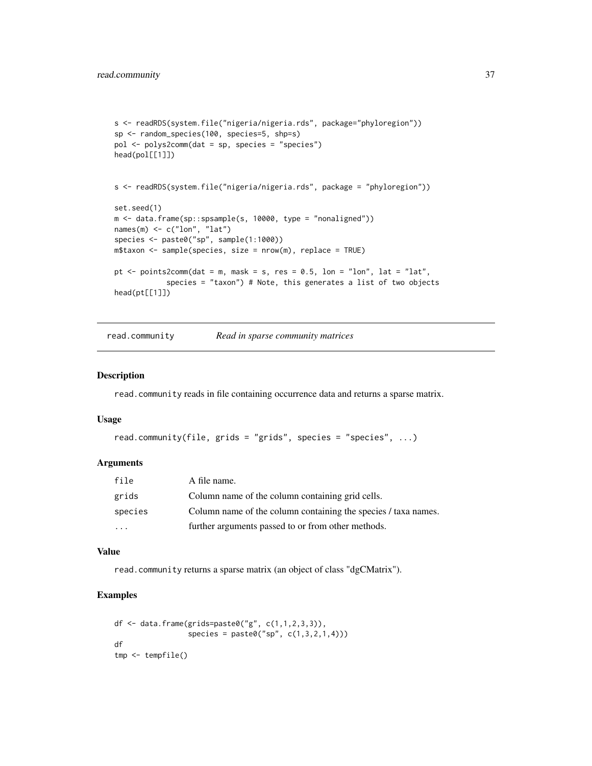```
s <- readRDS(system.file("nigeria/nigeria.rds", package="phyloregion"))
sp <- random_species(100, species=5, shp=s)
pol <- polys2comm(dat = sp, species = "species")
head(pol[[1]])


s <- readRDS(system.file("nigeria/nigeria.rds", package = "phyloregion"))

set.seed(1)
m <- data.frame(sp::spsample(s, 10000, type = "nonaligned"))
names(m) <- c("lon", "lat")
species <- paste0("sp", sample(1:1000))
m$taxon <- sample(species, size = nrow(m), replace = TRUE)

pt <- points2comm(dat = m, mask = s, res = 0.5, lon = "lon", lat = "lat",
            species = "taxon") # Note, this generates a list of two objects
head(pt[[1]])
```

## read.community *Read in sparse community matrices*

### Description

read.community reads in file containing occurrence data and returns a sparse matrix.

### Usage

```
read.community(file, grids = "grids", species = "species", ...)
```

### Arguments

| | |
|---|---|
| file | A file name. |
| grids | Column name of the column containing grid cells. |
| species | Column name of the column containing the species / taxa names. |
| ... | further arguments passed to or from other methods. |

### Value

read.community returns a sparse matrix (an object of class "dgCMatrix").

### Examples

```
df <- data.frame(grids=paste0("g", c(1,1,2,3,3)),
                 species = paste0("sp", c(1,3,2,1,4)))
df
tmp <- tempfile()
```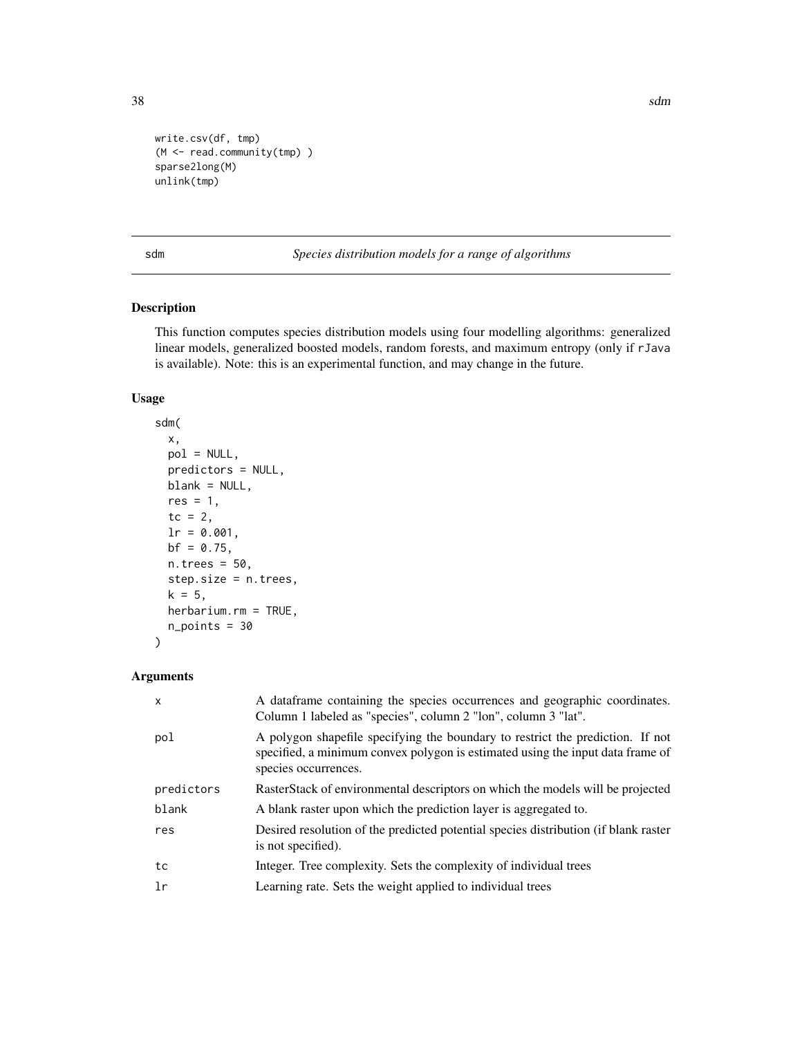```
write.csv(df, tmp)
(M <- read.community(tmp) )
sparse2long(M)
unlink(tmp)
```

---

## sdm — *Species distribution models for a range of algorithms*

### Description

This function computes species distribution models using four modelling algorithms: generalized linear models, generalized boosted models, random forests, and maximum entropy (only if `rJava` is available). Note: this is an experimental function, and may change in the future.

### Usage

```
sdm(
  x,
  pol = NULL,
  predictors = NULL,
  blank = NULL,
  res = 1,
  tc = 2,
  lr = 0.001,
  bf = 0.75,
  n.trees = 50,
  step.size = n.trees,
  k = 5,
  herbarium.rm = TRUE,
  n_points = 30
)
```

### Arguments

| | |
|---|---|
| `x` | A dataframe containing the species occurrences and geographic coordinates. Column 1 labeled as "species", column 2 "lon", column 3 "lat". |
| `pol` | A polygon shapefile specifying the boundary to restrict the prediction. If not specified, a minimum convex polygon is estimated using the input data frame of species occurrences. |
| `predictors` | RasterStack of environmental descriptors on which the models will be projected |
| `blank` | A blank raster upon which the prediction layer is aggregated to. |
| `res` | Desired resolution of the predicted potential species distribution (if blank raster is not specified). |
| `tc` | Integer. Tree complexity. Sets the complexity of individual trees |
| `lr` | Learning rate. Sets the weight applied to individual trees |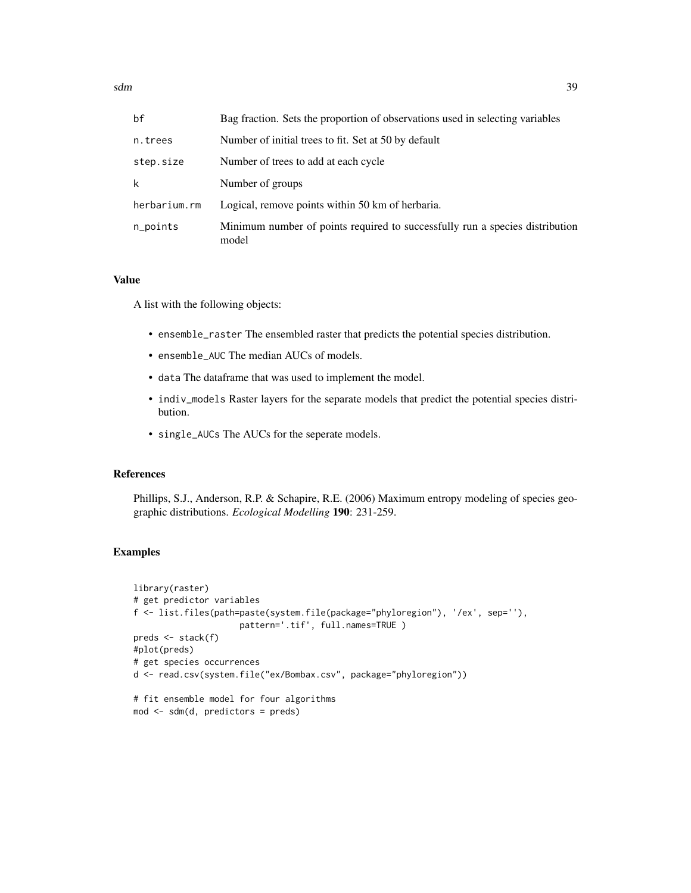| | |
|---|---|
| bf | Bag fraction. Sets the proportion of observations used in selecting variables |
| n.trees | Number of initial trees to fit. Set at 50 by default |
| step.size | Number of trees to add at each cycle |
| k | Number of groups |
| herbarium.rm | Logical, remove points within 50 km of herbaria. |
| n_points | Minimum number of points required to successfully run a species distribution model |

### Value

A list with the following objects:

- ensemble_raster The ensembled raster that predicts the potential species distribution.
- ensemble_AUC The median AUCs of models.
- data The dataframe that was used to implement the model.
- indiv_models Raster layers for the separate models that predict the potential species distribution.
- single_AUCs The AUCs for the seperate models.

### References

Phillips, S.J., Anderson, R.P. & Schapire, R.E. (2006) Maximum entropy modeling of species geographic distributions. *Ecological Modelling* **190**: 231-259.

### Examples

```
library(raster)
# get predictor variables
f <- list.files(path=paste(system.file(package="phyloregion"), '/ex', sep=''),
                pattern='.tif', full.names=TRUE )
preds <- stack(f)
#plot(preds)
# get species occurrences
d <- read.csv(system.file("ex/Bombax.csv", package="phyloregion"))

# fit ensemble model for four algorithms
mod <- sdm(d, predictors = preds)
```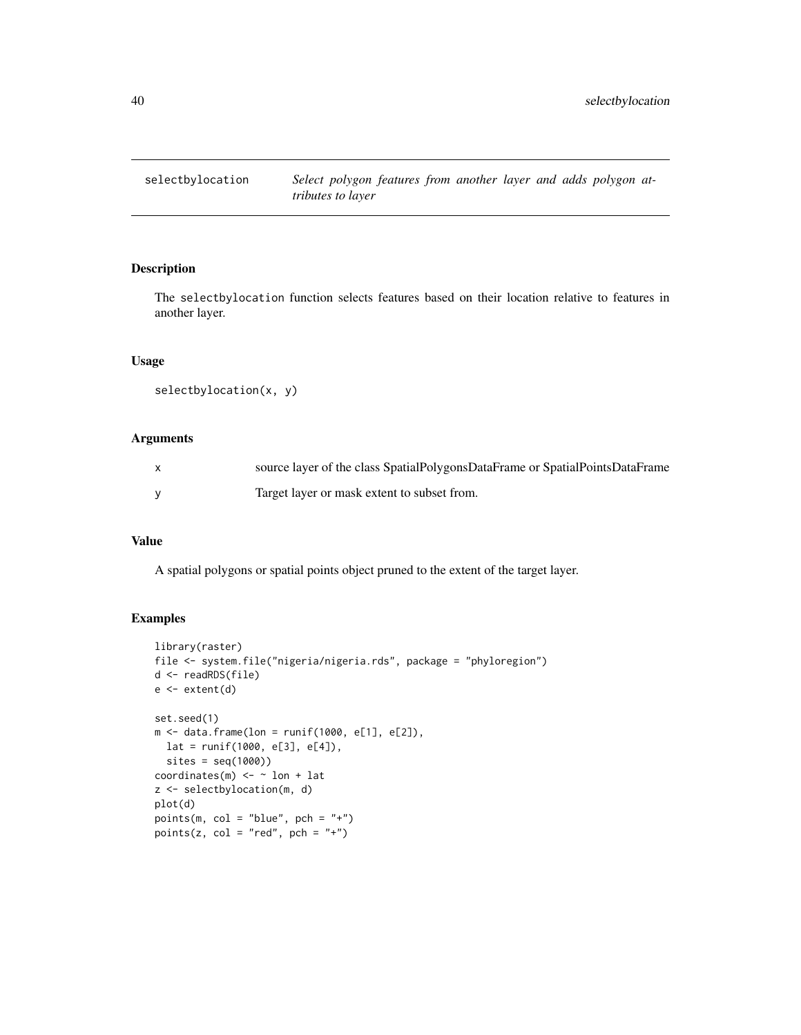# selectbylocation — *Select polygon features from another layer and adds polygon attributes to layer*

## Description

The `selectbylocation` function selects features based on their location relative to features in another layer.

## Usage

```
selectbylocation(x, y)
```

## Arguments

| | |
|---|---|
| x | source layer of the class SpatialPolygonsDataFrame or SpatialPointsDataFrame |
| y | Target layer or mask extent to subset from. |

## Value

A spatial polygons or spatial points object pruned to the extent of the target layer.

## Examples

```
library(raster)
file <- system.file("nigeria/nigeria.rds", package = "phyloregion")
d <- readRDS(file)
e <- extent(d)

set.seed(1)
m <- data.frame(lon = runif(1000, e[1], e[2]),
  lat = runif(1000, e[3], e[4]),
  sites = seq(1000))
coordinates(m) <- ~ lon + lat
z <- selectbylocation(m, d)
plot(d)
points(m, col = "blue", pch = "+")
points(z, col = "red", pch = "+")
```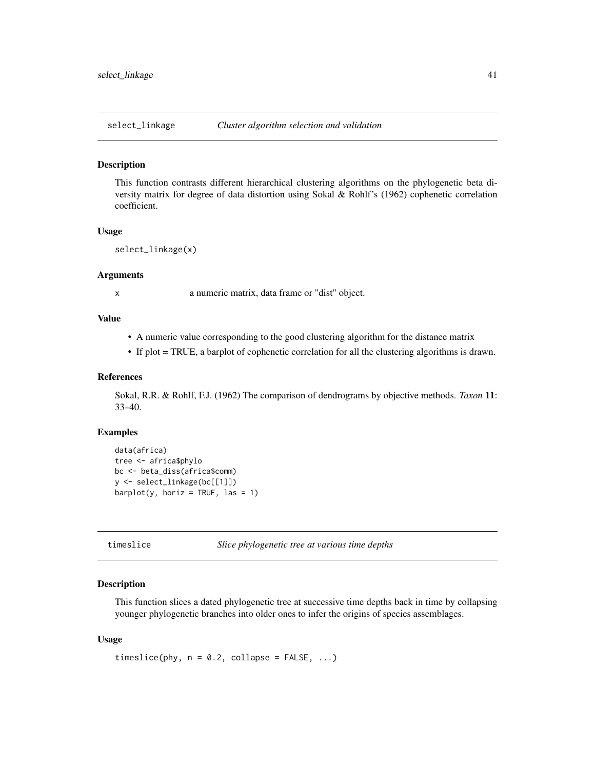## select_linkage — *Cluster algorithm selection and validation*

### Description

This function contrasts different hierarchical clustering algorithms on the phylogenetic beta diversity matrix for degree of data distortion using Sokal & Rohlf's (1962) cophenetic correlation coefficient.

### Usage

```
select_linkage(x)
```

### Arguments

x    a numeric matrix, data frame or "dist" object.

### Value

- A numeric value corresponding to the good clustering algorithm for the distance matrix
- If plot = TRUE, a barplot of cophenetic correlation for all the clustering algorithms is drawn.

### References

Sokal, R.R. & Rohlf, F.J. (1962) The comparison of dendrograms by objective methods. *Taxon* **11**: 33–40.

### Examples

```
data(africa)
tree <- africa$phylo
bc <- beta_diss(africa$comm)
y <- select_linkage(bc[[1]])
barplot(y, horiz = TRUE, las = 1)
```

## timeslice — *Slice phylogenetic tree at various time depths*

### Description

This function slices a dated phylogenetic tree at successive time depths back in time by collapsing younger phylogenetic branches into older ones to infer the origins of species assemblages.

### Usage

```
timeslice(phy, n = 0.2, collapse = FALSE, ...)
```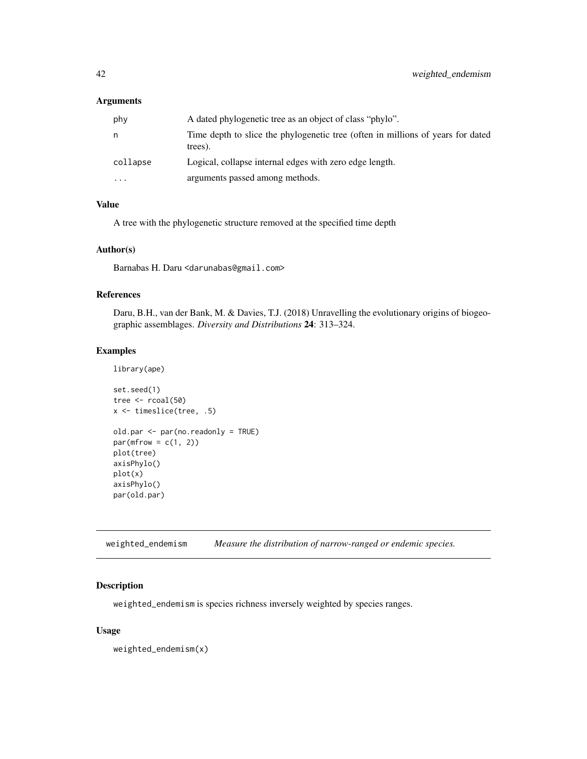### Arguments

| | |
|---|---|
| phy | A dated phylogenetic tree as an object of class "phylo". |
| n | Time depth to slice the phylogenetic tree (often in millions of years for dated trees). |
| collapse | Logical, collapse internal edges with zero edge length. |
| ... | arguments passed among methods. |

### Value

A tree with the phylogenetic structure removed at the specified time depth

### Author(s)

Barnabas H. Daru <darunabas@gmail.com>

### References

Daru, B.H., van der Bank, M. & Davies, T.J. (2018) Unravelling the evolutionary origins of biogeographic assemblages. *Diversity and Distributions* **24**: 313–324.

### Examples

```
library(ape)

set.seed(1)
tree <- rcoal(50)
x <- timeslice(tree, .5)

old.par <- par(no.readonly = TRUE)
par(mfrow = c(1, 2))
plot(tree)
axisPhylo()
plot(x)
axisPhylo()
par(old.par)
```

## weighted_endemism — *Measure the distribution of narrow-ranged or endemic species.*

### Description

weighted_endemism is species richness inversely weighted by species ranges.

### Usage

```
weighted_endemism(x)
```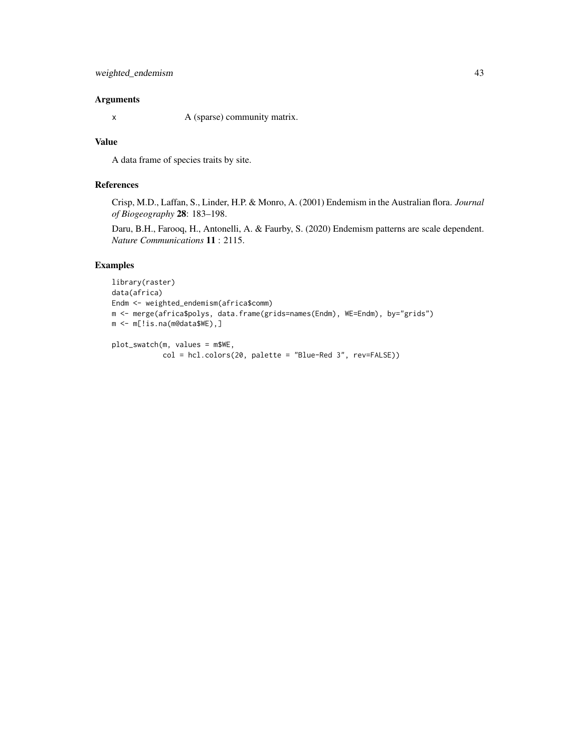## Arguments

x A (sparse) community matrix.

## Value

A data frame of species traits by site.

## References

Crisp, M.D., Laffan, S., Linder, H.P. & Monro, A. (2001) Endemism in the Australian flora. *Journal of Biogeography* **28**: 183–198.

Daru, B.H., Farooq, H., Antonelli, A. & Faurby, S. (2020) Endemism patterns are scale dependent. *Nature Communications* **11** : 2115.

## Examples

```
library(raster)
data(africa)
Endm <- weighted_endemism(africa$comm)
m <- merge(africa$polys, data.frame(grids=names(Endm), WE=Endm), by="grids")
m <- m[!is.na(m@data$WE),]

plot_swatch(m, values = m$WE,
            col = hcl.colors(20, palette = "Blue-Red 3", rev=FALSE))
```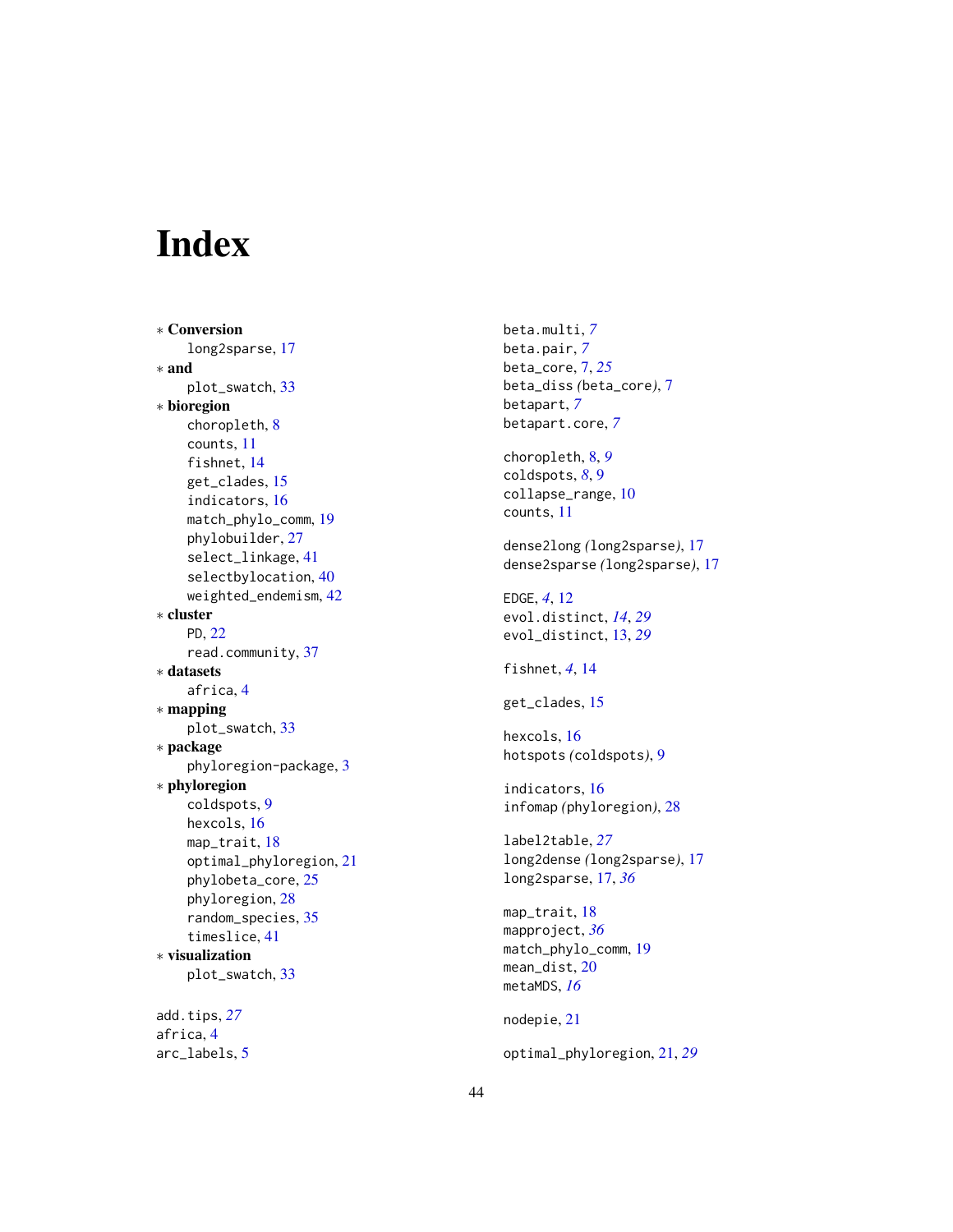# Index

∗ **Conversion**
  long2sparse, 17
∗ **and**
  plot_swatch, 33
∗ **bioregion**
  choropleth, 8
  counts, 11
  fishnet, 14
  get_clades, 15
  indicators, 16
  match_phylo_comm, 19
  phylobuilder, 27
  select_linkage, 41
  selectbylocation, 40
  weighted_endemism, 42
∗ **cluster**
  PD, 22
  read.community, 37
∗ **datasets**
  africa, 4
∗ **mapping**
  plot_swatch, 33
∗ **package**
  phyloregion-package, 3
∗ **phyloregion**
  coldspots, 9
  hexcols, 16
  map_trait, 18
  optimal_phyloregion, 21
  phylobeta_core, 25
  phyloregion, 28
  random_species, 35
  timeslice, 41
∗ **visualization**
  plot_swatch, 33

add.tips, *27*
africa, 4
arc_labels, 5

beta.multi, *7*
beta.pair, *7*
beta_core, 7, *25*
beta_diss *(*beta_core*)*, 7
betapart, *7*
betapart.core, *7*

choropleth, 8, *9*
coldspots, *8*, 9
collapse_range, 10
counts, 11

dense2long *(*long2sparse*)*, 17
dense2sparse *(*long2sparse*)*, 17

EDGE, *4*, 12
evol.distinct, *14*, *29*
evol_distinct, 13, *29*

fishnet, *4*, 14

get_clades, 15

hexcols, 16
hotspots *(*coldspots*)*, 9

indicators, 16
infomap *(*phyloregion*)*, 28

label2table, *27*
long2dense *(*long2sparse*)*, 17
long2sparse, 17, *36*

map_trait, 18
mapproject, *36*
match_phylo_comm, 19
mean_dist, 20
metaMDS, *16*

nodepie, 21

optimal_phyloregion, 21, *29*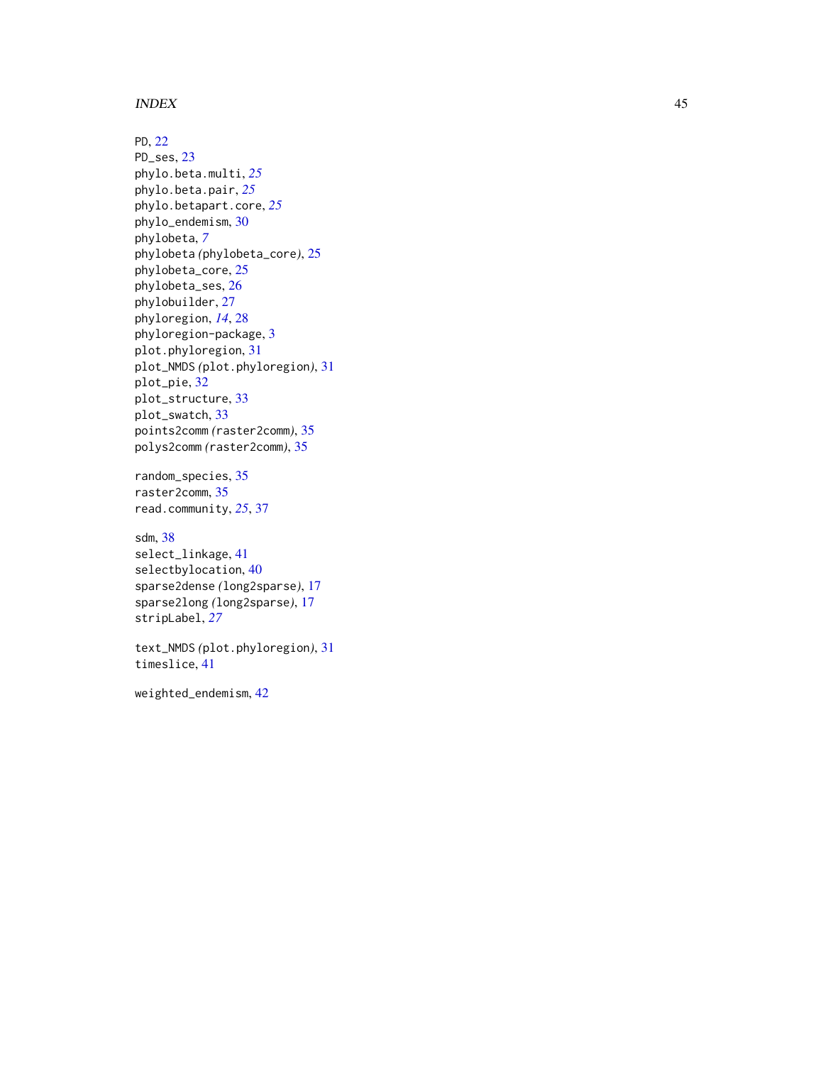PD, 22
PD_ses, 23
phylo.beta.multi, *25*
phylo.beta.pair, *25*
phylo.betapart.core, *25*
phylo_endemism, 30
phylobeta, *7*
phylobeta *(*phylobeta_core*)*, 25
phylobeta_core, 25
phylobeta_ses, 26
phylobuilder, 27
phyloregion, *14*, 28
phyloregion-package, 3
plot.phyloregion, 31
plot_NMDS *(*plot.phyloregion*)*, 31
plot_pie, 32
plot_structure, 33
plot_swatch, 33
points2comm *(*raster2comm*)*, 35
polys2comm *(*raster2comm*)*, 35

random_species, 35
raster2comm, 35
read.community, *25*, 37

sdm, 38
select_linkage, 41
selectbylocation, 40
sparse2dense *(*long2sparse*)*, 17
sparse2long *(*long2sparse*)*, 17
stripLabel, *27*

text_NMDS *(*plot.phyloregion*)*, 31
timeslice, 41

weighted_endemism, 42